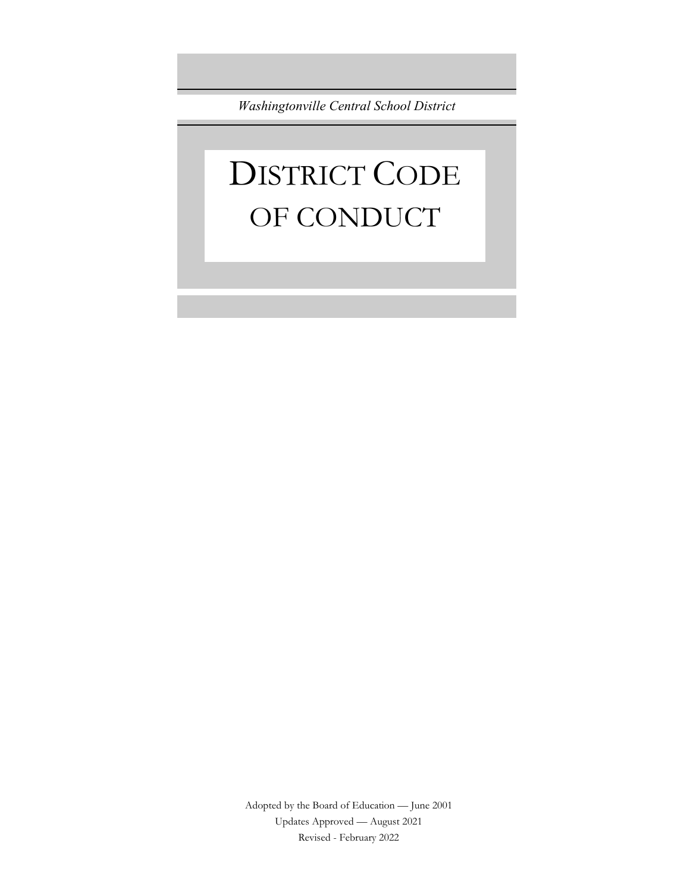*Washingtonville Central School District*

# DISTRICT CODE OF CONDUCT

Adopted by the Board of Education — June 2001

Updates Approved — August 2021

Revised - February 2022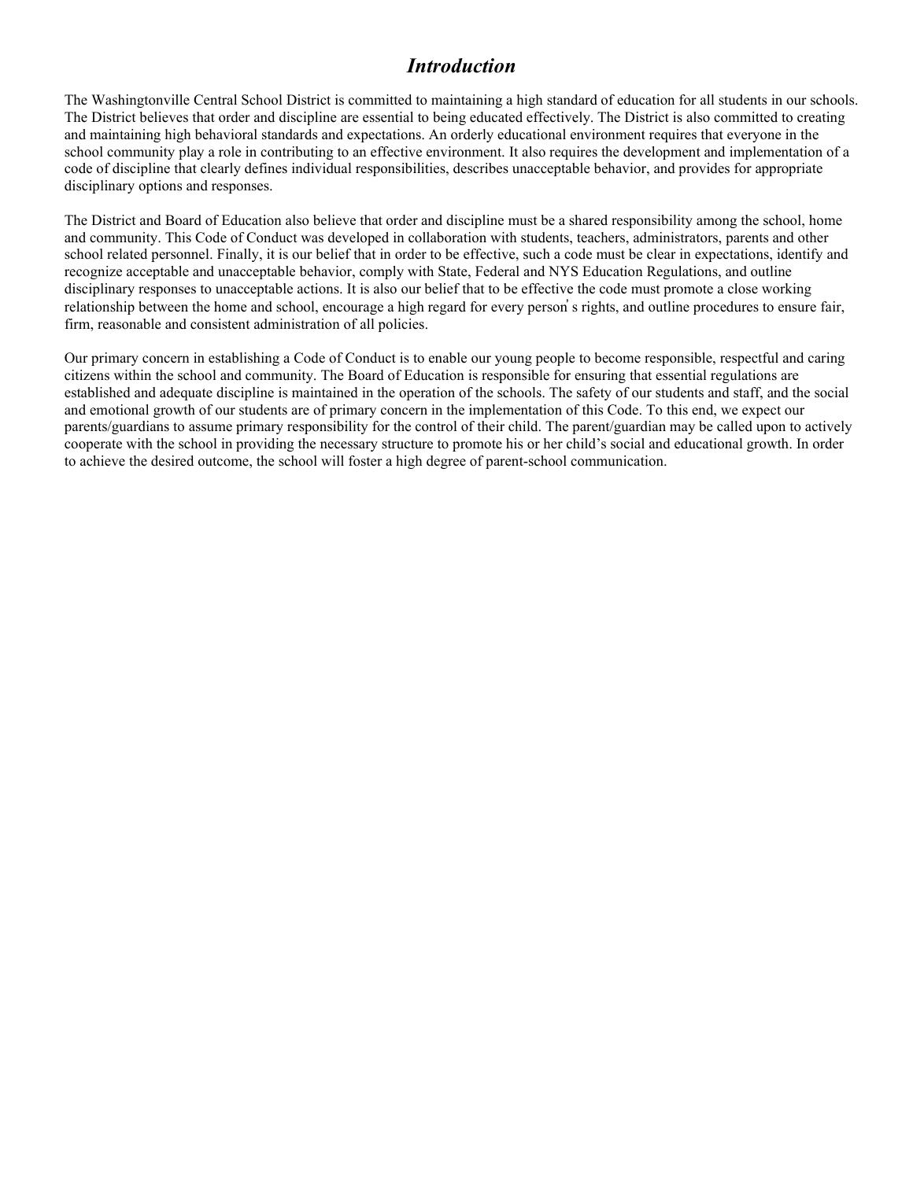# *Introduction*

The Washingtonville Central School District is committed to maintaining a high standard of education for all students in our schools. The District believes that order and discipline are essential to being educated effectively. The District is also committed to creating and maintaining high behavioral standards and expectations. An orderly educational environment requires that everyone in the school community play a role in contributing to an effective environment. It also requires the development and implementation of a code of discipline that clearly defines individual responsibilities, describes unacceptable behavior, and provides for appropriate disciplinary options and responses.

The District and Board of Education also believe that order and discipline must be a shared responsibility among the school, home and community. This Code of Conduct was developed in collaboration with students, teachers, administrators, parents and other school related personnel. Finally, it is our belief that in order to be effective, such a code must be clear in expectations, identify and recognize acceptable and unacceptable behavior, comply with State, Federal and NYS Education Regulations, and outline disciplinary responses to unacceptable actions. It is also our belief that to be effective the code must promote a close working relationship between the home and school, encourage a high regard for every person's rights, and outline procedures to ensure fair, firm, reasonable and consistent administration of all policies.

Our primary concern in establishing a Code of Conduct is to enable our young people to become responsible, respectful and caring citizens within the school and community. The Board of Education is responsible for ensuring that essential regulations are established and adequate discipline is maintained in the operation of the schools. The safety of our students and staff, and the social and emotional growth of our students are of primary concern in the implementation of this Code. To this end, we expect our parents/guardians to assume primary responsibility for the control of their child. The parent/guardian may be called upon to actively cooperate with the school in providing the necessary structure to promote his or her child's social and educational growth. In order to achieve the desired outcome, the school will foster a high degree of parent-school communication.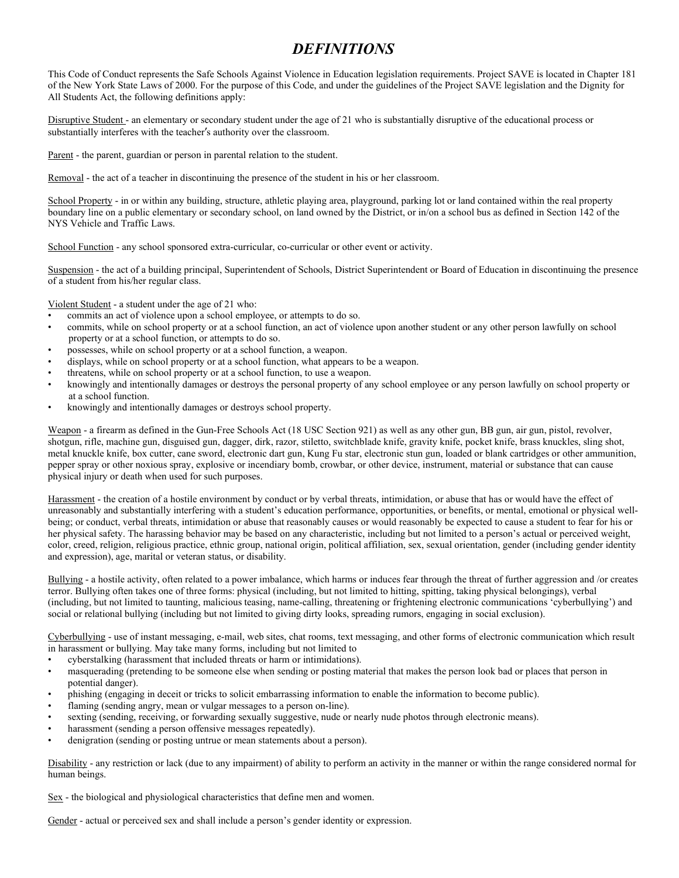# *DEFINITIONS*

This Code of Conduct represents the Safe Schools Against Violence in Education legislation requirements. Project SAVE is located in Chapter 181 of the New York State Laws of 2000. For the purpose of this Code, and under the guidelines of the Project SAVE legislation and the Dignity for All Students Act, the following definitions apply:

Disruptive Student - an elementary or secondary student under the age of 21 who is substantially disruptive of the educational process or substantially interferes with the teacher's authority over the classroom.

Parent - the parent, guardian or person in parental relation to the student.

Removal - the act of a teacher in discontinuing the presence of the student in his or her classroom.

School Property - in or within any building, structure, athletic playing area, playground, parking lot or land contained within the real property boundary line on a public elementary or secondary school, on land owned by the District, or in/on a school bus as defined in Section 142 of the NYS Vehicle and Traffic Laws.

School Function - any school sponsored extra-curricular, co-curricular or other event or activity.

Suspension - the act of a building principal, Superintendent of Schools, District Superintendent or Board of Education in discontinuing the presence of a student from his/her regular class.

Violent Student - a student under the age of 21 who:

- commits an act of violence upon a school employee, or attempts to do so.
- commits, while on school property or at a school function, an act of violence upon another student or any other person lawfully on school property or at a school function, or attempts to do so.
- possesses, while on school property or at a school function, a weapon.
- displays, while on school property or at a school function, what appears to be a weapon.
- threatens, while on school property or at a school function, to use a weapon.
- knowingly and intentionally damages or destroys the personal property of any school employee or any person lawfully on school property or at a school function.
- knowingly and intentionally damages or destroys school property.

Weapon - a firearm as defined in the Gun-Free Schools Act (18 USC Section 921) as well as any other gun, BB gun, air gun, pistol, revolver, shotgun, rifle, machine gun, disguised gun, dagger, dirk, razor, stiletto, switchblade knife, gravity knife, pocket knife, brass knuckles, sling shot, metal knuckle knife, box cutter, cane sword, electronic dart gun, Kung Fu star, electronic stun gun, loaded or blank cartridges or other ammunition, pepper spray or other noxious spray, explosive or incendiary bomb, crowbar, or other device, instrument, material or substance that can cause physical injury or death when used for such purposes.

Harassment - the creation of a hostile environment by conduct or by verbal threats, intimidation, or abuse that has or would have the effect of unreasonably and substantially interfering with a student's education performance, opportunities, or benefits, or mental, emotional or physical well-being; or conduct, verbal threats, intimidation or abuse that reasonably causes or would reasonably be expected to cause a student to fear for his or her physical safety. The harassing behavior may be based on any characteristic, including but not limited to a person's actual or perceived weight, color, creed, religion, religious practice, ethnic group, national origin, political affiliation, sex, sexual orientation, gender (including gender identity and expression), age, marital or veteran status, or disability.

Bullying - a hostile activity, often related to a power imbalance, which harms or induces fear through the threat of further aggression and /or creates terror. Bullying often takes one of three forms: physical (including, but not limited to hitting, spitting, taking physical belongings), verbal (including, but not limited to taunting, malicious teasing, name-calling, threatening or frightening electronic communications 'cyberbullying') and social or relational bullying (including but not limited to giving dirty looks, spreading rumors, engaging in social exclusion).

Cyberbullying - use of instant messaging, e-mail, web sites, chat rooms, text messaging, and other forms of electronic communication which result in harassment or bullying. May take many forms, including but not limited to

- cyberstalking (harassment that included threats or harm or intimidations).
- masquerading (pretending to be someone else when sending or posting material that makes the person look bad or places that person in potential danger).
- phishing (engaging in deceit or tricks to solicit embarrassing information to enable the information to become public).
- flaming (sending angry, mean or vulgar messages to a person on-line).
- sexting (sending, receiving, or forwarding sexually suggestive, nude or nearly nude photos through electronic means).
- harassment (sending a person offensive messages repeatedly).
- denigration (sending or posting untrue or mean statements about a person).

Disability - any restriction or lack (due to any impairment) of ability to perform an activity in the manner or within the range considered normal for human beings.

Sex - the biological and physiological characteristics that define men and women.

Gender - actual or perceived sex and shall include a person's gender identity or expression.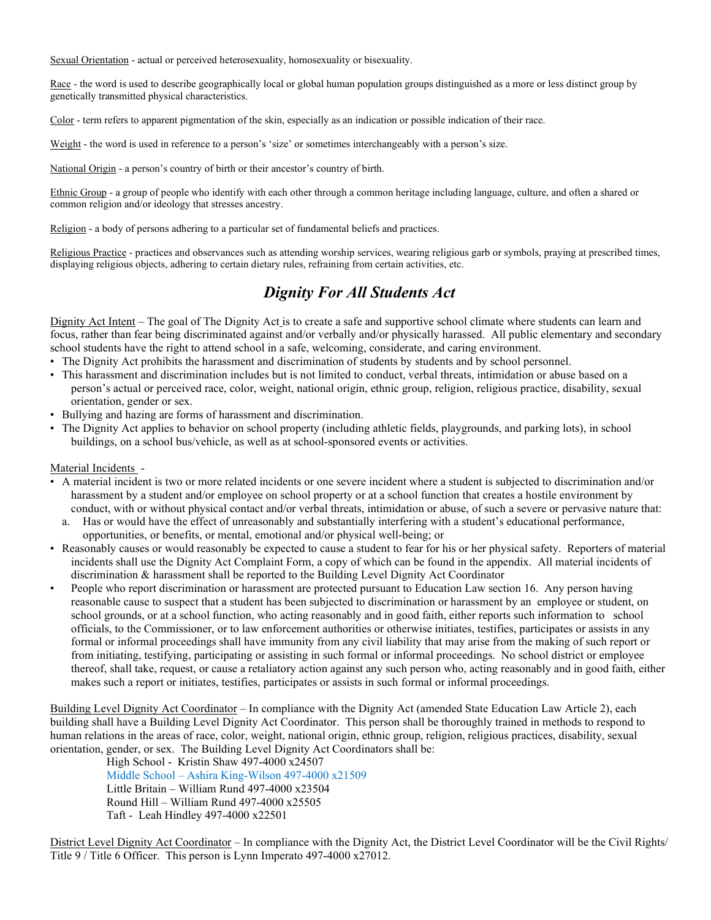Sexual Orientation - actual or perceived heterosexuality, homosexuality or bisexuality.

Race - the word is used to describe geographically local or global human population groups distinguished as a more or less distinct group by genetically transmitted physical characteristics.

Color - term refers to apparent pigmentation of the skin, especially as an indication or possible indication of their race.

Weight - the word is used in reference to a person's 'size' or sometimes interchangeably with a person's size.

National Origin - a person's country of birth or their ancestor's country of birth.

Ethnic Group - a group of people who identify with each other through a common heritage including language, culture, and often a shared or common religion and/or ideology that stresses ancestry.

Religion - a body of persons adhering to a particular set of fundamental beliefs and practices.

Religious Practice - practices and observances such as attending worship services, wearing religious garb or symbols, praying at prescribed times, displaying religious objects, adhering to certain dietary rules, refraining from certain activities, etc.

## *Dignity For All Students Act*

Dignity Act Intent – The goal of The Dignity Act is to create a safe and supportive school climate where students can learn and focus, rather than fear being discriminated against and/or verbally and/or physically harassed. All public elementary and secondary school students have the right to attend school in a safe, welcoming, considerate, and caring environment.

- The Dignity Act prohibits the harassment and discrimination of students by students and by school personnel.
- This harassment and discrimination includes but is not limited to conduct, verbal threats, intimidation or abuse based on a person's actual or perceived race, color, weight, national origin, ethnic group, religion, religious practice, disability, sexual orientation, gender or sex.
- Bullying and hazing are forms of harassment and discrimination.
- The Dignity Act applies to behavior on school property (including athletic fields, playgrounds, and parking lots), in school buildings, on a school bus/vehicle, as well as at school-sponsored events or activities.

Material Incidents -

- A material incident is two or more related incidents or one severe incident where a student is subjected to discrimination and/or harassment by a student and/or employee on school property or at a school function that creates a hostile environment by conduct, with or without physical contact and/or verbal threats, intimidation or abuse, of such a severe or pervasive nature that:
  a. Has or would have the effect of unreasonably and substantially interfering with a student's educational performance, opportunities, or benefits, or mental, emotional and/or physical well-being; or
- Reasonably causes or would reasonably be expected to cause a student to fear for his or her physical safety. Reporters of material incidents shall use the Dignity Act Complaint Form, a copy of which can be found in the appendix. All material incidents of discrimination & harassment shall be reported to the Building Level Dignity Act Coordinator
- People who report discrimination or harassment are protected pursuant to Education Law section 16. Any person having reasonable cause to suspect that a student has been subjected to discrimination or harassment by an employee or student, on school grounds, or at a school function, who acting reasonably and in good faith, either reports such information to school officials, to the Commissioner, or to law enforcement authorities or otherwise initiates, testifies, participates or assists in any formal or informal proceedings shall have immunity from any civil liability that may arise from the making of such report or from initiating, testifying, participating or assisting in such formal or informal proceedings. No school district or employee thereof, shall take, request, or cause a retaliatory action against any such person who, acting reasonably and in good faith, either makes such a report or initiates, testifies, participates or assists in such formal or informal proceedings.

Building Level Dignity Act Coordinator – In compliance with the Dignity Act (amended State Education Law Article 2), each building shall have a Building Level Dignity Act Coordinator. This person shall be thoroughly trained in methods to respond to human relations in the areas of race, color, weight, national origin, ethnic group, religion, religious practices, disability, sexual orientation, gender, or sex. The Building Level Dignity Act Coordinators shall be:

High School - Kristin Shaw 497-4000 x24507
Middle School – Ashira King-Wilson 497-4000 x21509
Little Britain – William Rund 497-4000 x23504
Round Hill – William Rund 497-4000 x25505
Taft - Leah Hindley 497-4000 x22501

District Level Dignity Act Coordinator – In compliance with the Dignity Act, the District Level Coordinator will be the Civil Rights/ Title 9 / Title 6 Officer. This person is Lynn Imperato 497-4000 x27012.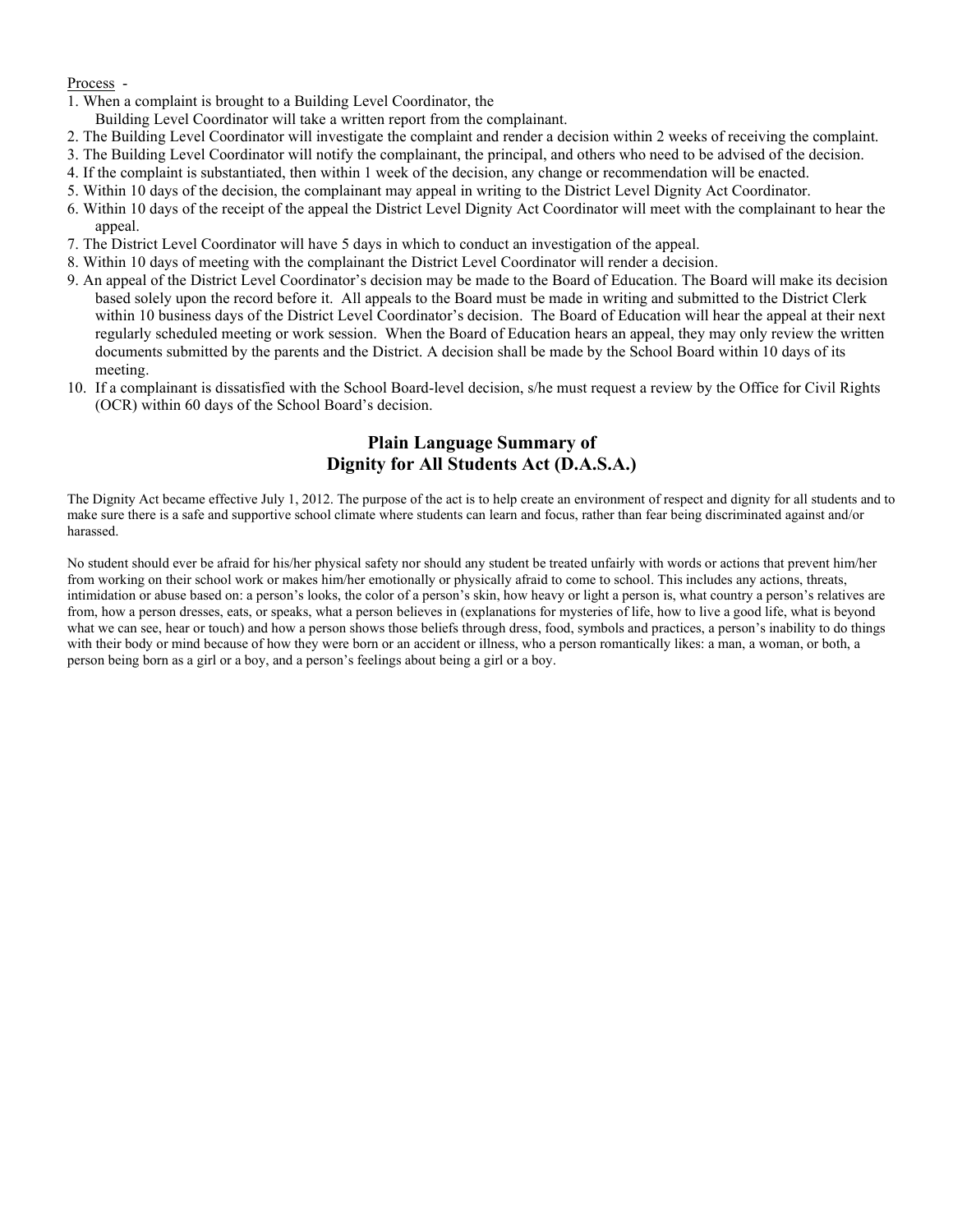Process -

1. When a complaint is brought to a Building Level Coordinator, the Building Level Coordinator will take a written report from the complainant.
2. The Building Level Coordinator will investigate the complaint and render a decision within 2 weeks of receiving the complaint.
3. The Building Level Coordinator will notify the complainant, the principal, and others who need to be advised of the decision.
4. If the complaint is substantiated, then within 1 week of the decision, any change or recommendation will be enacted.
5. Within 10 days of the decision, the complainant may appeal in writing to the District Level Dignity Act Coordinator.
6. Within 10 days of the receipt of the appeal the District Level Dignity Act Coordinator will meet with the complainant to hear the appeal.
7. The District Level Coordinator will have 5 days in which to conduct an investigation of the appeal.
8. Within 10 days of meeting with the complainant the District Level Coordinator will render a decision.
9. An appeal of the District Level Coordinator's decision may be made to the Board of Education. The Board will make its decision based solely upon the record before it. All appeals to the Board must be made in writing and submitted to the District Clerk within 10 business days of the District Level Coordinator's decision. The Board of Education will hear the appeal at their next regularly scheduled meeting or work session. When the Board of Education hears an appeal, they may only review the written documents submitted by the parents and the District. A decision shall be made by the School Board within 10 days of its meeting.
10. If a complainant is dissatisfied with the School Board-level decision, s/he must request a review by the Office for Civil Rights (OCR) within 60 days of the School Board's decision.

## Plain Language Summary of Dignity for All Students Act (D.A.S.A.)

The Dignity Act became effective July 1, 2012. The purpose of the act is to help create an environment of respect and dignity for all students and to make sure there is a safe and supportive school climate where students can learn and focus, rather than fear being discriminated against and/or harassed.

No student should ever be afraid for his/her physical safety nor should any student be treated unfairly with words or actions that prevent him/her from working on their school work or makes him/her emotionally or physically afraid to come to school. This includes any actions, threats, intimidation or abuse based on: a person's looks, the color of a person's skin, how heavy or light a person is, what country a person's relatives are from, how a person dresses, eats, or speaks, what a person believes in (explanations for mysteries of life, how to live a good life, what is beyond what we can see, hear or touch) and how a person shows those beliefs through dress, food, symbols and practices, a person's inability to do things with their body or mind because of how they were born or an accident or illness, who a person romantically likes: a man, a woman, or both, a person being born as a girl or a boy, and a person's feelings about being a girl or a boy.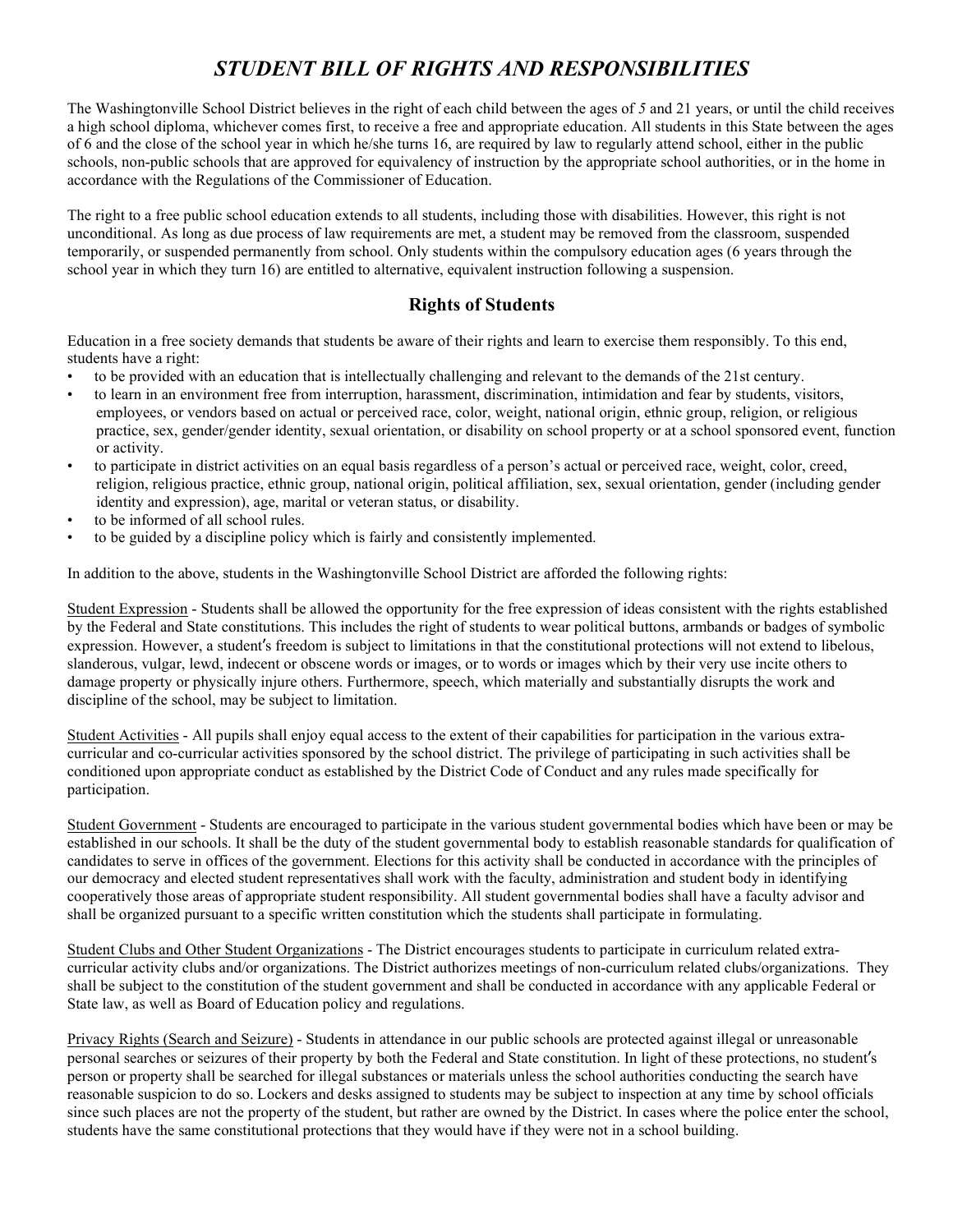# *STUDENT BILL OF RIGHTS AND RESPONSIBILITIES*

The Washingtonville School District believes in the right of each child between the ages of *5* and 21 years, or until the child receives a high school diploma, whichever comes first, to receive a free and appropriate education. All students in this State between the ages of 6 and the close of the school year in which he/she turns 16, are required by law to regularly attend school, either in the public schools, non-public schools that are approved for equivalency of instruction by the appropriate school authorities, or in the home in accordance with the Regulations of the Commissioner of Education.

The right to a free public school education extends to all students, including those with disabilities. However, this right is not unconditional. As long as due process of law requirements are met, a student may be removed from the classroom, suspended temporarily, or suspended permanently from school. Only students within the compulsory education ages (6 years through the school year in which they turn 16) are entitled to alternative, equivalent instruction following a suspension.

## Rights of Students

Education in a free society demands that students be aware of their rights and learn to exercise them responsibly. To this end, students have a right:

- to be provided with an education that is intellectually challenging and relevant to the demands of the 21st century.
- to learn in an environment free from interruption, harassment, discrimination, intimidation and fear by students, visitors, employees, or vendors based on actual or perceived race, color, weight, national origin, ethnic group, religion, or religious practice, sex, gender/gender identity, sexual orientation, or disability on school property or at a school sponsored event, function or activity.
- to participate in district activities on an equal basis regardless of a person's actual or perceived race, weight, color, creed, religion, religious practice, ethnic group, national origin, political affiliation, sex, sexual orientation, gender (including gender identity and expression), age, marital or veteran status, or disability.
- to be informed of all school rules.
- to be guided by a discipline policy which is fairly and consistently implemented.

In addition to the above, students in the Washingtonville School District are afforded the following rights:

Student Expression - Students shall be allowed the opportunity for the free expression of ideas consistent with the rights established by the Federal and State constitutions. This includes the right of students to wear political buttons, armbands or badges of symbolic expression. However, a student′s freedom is subject to limitations in that the constitutional protections will not extend to libelous, slanderous, vulgar, lewd, indecent or obscene words or images, or to words or images which by their very use incite others to damage property or physically injure others. Furthermore, speech, which materially and substantially disrupts the work and discipline of the school, may be subject to limitation.

Student Activities - All pupils shall enjoy equal access to the extent of their capabilities for participation in the various extra-curricular and co-curricular activities sponsored by the school district. The privilege of participating in such activities shall be conditioned upon appropriate conduct as established by the District Code of Conduct and any rules made specifically for participation.

Student Government - Students are encouraged to participate in the various student governmental bodies which have been or may be established in our schools. It shall be the duty of the student governmental body to establish reasonable standards for qualification of candidates to serve in offices of the government. Elections for this activity shall be conducted in accordance with the principles of our democracy and elected student representatives shall work with the faculty, administration and student body in identifying cooperatively those areas of appropriate student responsibility. All student governmental bodies shall have a faculty advisor and shall be organized pursuant to a specific written constitution which the students shall participate in formulating.

Student Clubs and Other Student Organizations - The District encourages students to participate in curriculum related extra-curricular activity clubs and/or organizations. The District authorizes meetings of non-curriculum related clubs/organizations. They shall be subject to the constitution of the student government and shall be conducted in accordance with any applicable Federal or State law, as well as Board of Education policy and regulations.

Privacy Rights (Search and Seizure) - Students in attendance in our public schools are protected against illegal or unreasonable personal searches or seizures of their property by both the Federal and State constitution. In light of these protections, no student′s person or property shall be searched for illegal substances or materials unless the school authorities conducting the search have reasonable suspicion to do so. Lockers and desks assigned to students may be subject to inspection at any time by school officials since such places are not the property of the student, but rather are owned by the District. In cases where the police enter the school, students have the same constitutional protections that they would have if they were not in a school building.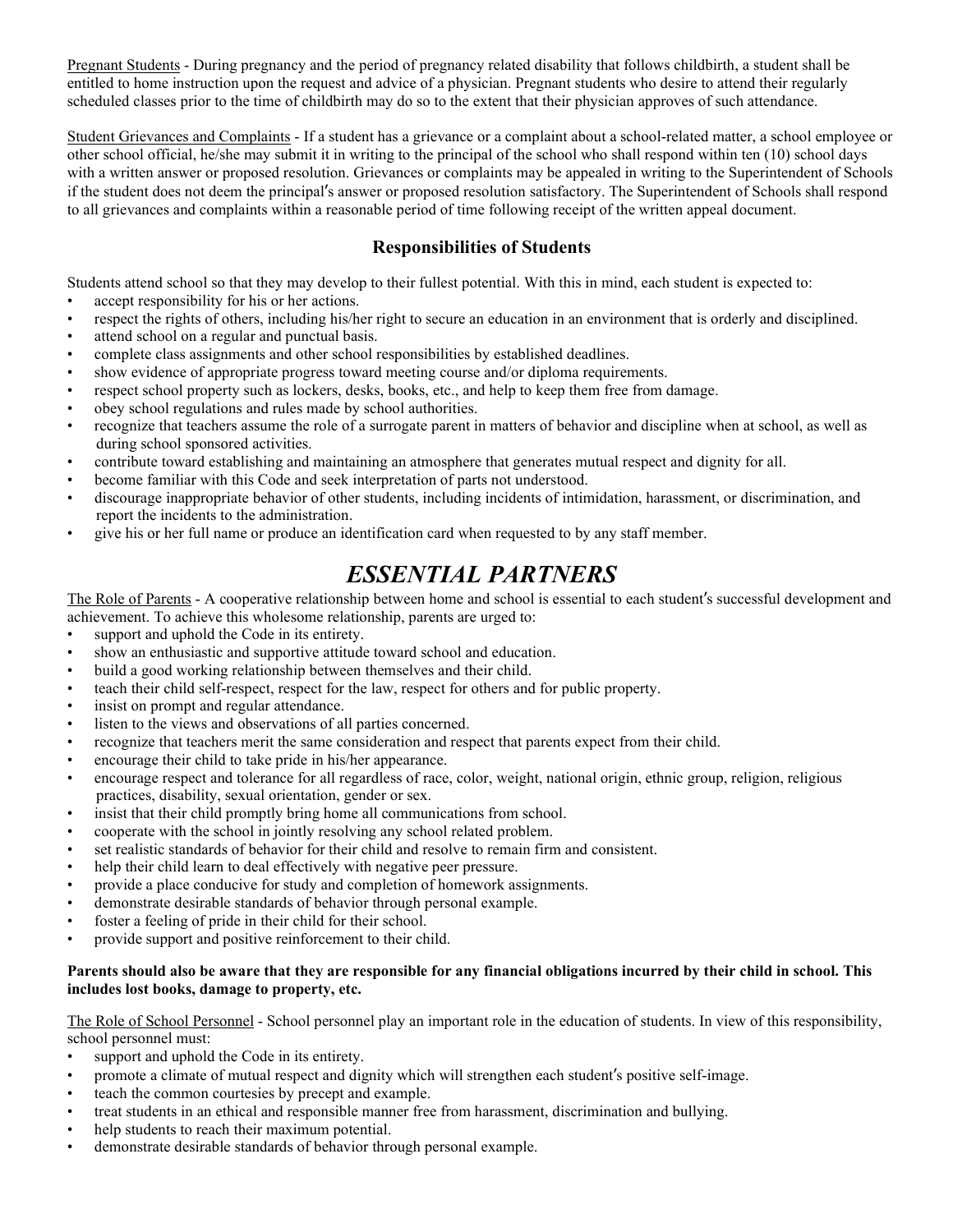Pregnant Students - During pregnancy and the period of pregnancy related disability that follows childbirth, a student shall be entitled to home instruction upon the request and advice of a physician. Pregnant students who desire to attend their regularly scheduled classes prior to the time of childbirth may do so to the extent that their physician approves of such attendance.

Student Grievances and Complaints - If a student has a grievance or a complaint about a school-related matter, a school employee or other school official, he/she may submit it in writing to the principal of the school who shall respond within ten (10) school days with a written answer or proposed resolution. Grievances or complaints may be appealed in writing to the Superintendent of Schools if the student does not deem the principal′s answer or proposed resolution satisfactory. The Superintendent of Schools shall respond to all grievances and complaints within a reasonable period of time following receipt of the written appeal document.

### Responsibilities of Students

Students attend school so that they may develop to their fullest potential. With this in mind, each student is expected to:

- accept responsibility for his or her actions.
- respect the rights of others, including his/her right to secure an education in an environment that is orderly and disciplined.
- attend school on a regular and punctual basis.
- complete class assignments and other school responsibilities by established deadlines.
- show evidence of appropriate progress toward meeting course and/or diploma requirements.
- respect school property such as lockers, desks, books, etc., and help to keep them free from damage.
- obey school regulations and rules made by school authorities.
- recognize that teachers assume the role of a surrogate parent in matters of behavior and discipline when at school, as well as during school sponsored activities.
- contribute toward establishing and maintaining an atmosphere that generates mutual respect and dignity for all.
- become familiar with this Code and seek interpretation of parts not understood.
- discourage inappropriate behavior of other students, including incidents of intimidation, harassment, or discrimination, and report the incidents to the administration.
- give his or her full name or produce an identification card when requested to by any staff member.

## *ESSENTIAL PARTNERS*

The Role of Parents - A cooperative relationship between home and school is essential to each student′s successful development and achievement. To achieve this wholesome relationship, parents are urged to:

- support and uphold the Code in its entirety.
- show an enthusiastic and supportive attitude toward school and education.
- build a good working relationship between themselves and their child.
- teach their child self-respect, respect for the law, respect for others and for public property.
- insist on prompt and regular attendance.
- listen to the views and observations of all parties concerned.
- recognize that teachers merit the same consideration and respect that parents expect from their child.
- encourage their child to take pride in his/her appearance.
- encourage respect and tolerance for all regardless of race, color, weight, national origin, ethnic group, religion, religious practices, disability, sexual orientation, gender or sex.
- insist that their child promptly bring home all communications from school.
- cooperate with the school in jointly resolving any school related problem.
- set realistic standards of behavior for their child and resolve to remain firm and consistent.
- help their child learn to deal effectively with negative peer pressure.
- provide a place conducive for study and completion of homework assignments.
- demonstrate desirable standards of behavior through personal example.
- foster a feeling of pride in their child for their school.
- provide support and positive reinforcement to their child.

**Parents should also be aware that they are responsible for any financial obligations incurred by their child in school. This includes lost books, damage to property, etc.**

The Role of School Personnel - School personnel play an important role in the education of students. In view of this responsibility, school personnel must:

- support and uphold the Code in its entirety.
- promote a climate of mutual respect and dignity which will strengthen each student′s positive self-image.
- teach the common courtesies by precept and example.
- treat students in an ethical and responsible manner free from harassment, discrimination and bullying.
- help students to reach their maximum potential.
- demonstrate desirable standards of behavior through personal example.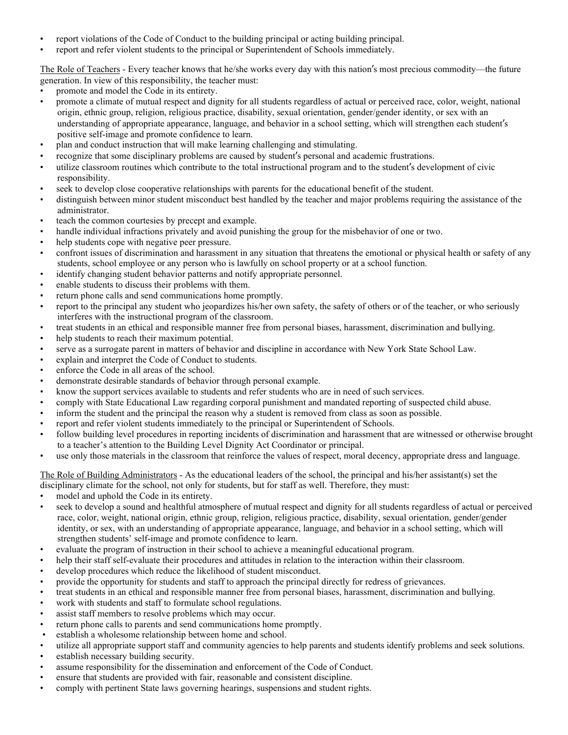- report violations of the Code of Conduct to the building principal or acting building principal.
- report and refer violent students to the principal or Superintendent of Schools immediately.

<u>The Role of Teachers</u> - Every teacher knows that he/she works every day with this nation′s most precious commodity—the future generation. In view of this responsibility, the teacher must:

- promote and model the Code in its entirety.
- promote a climate of mutual respect and dignity for all students regardless of actual or perceived race, color, weight, national origin, ethnic group, religion, religious practice, disability, sexual orientation, gender/gender identity, or sex with an understanding of appropriate appearance, language, and behavior in a school setting, which will strengthen each student′s positive self-image and promote confidence to learn.
- plan and conduct instruction that will make learning challenging and stimulating.
- recognize that some disciplinary problems are caused by student′s personal and academic frustrations.
- utilize classroom routines which contribute to the total instructional program and to the student′s development of civic responsibility.
- seek to develop close cooperative relationships with parents for the educational benefit of the student.
- distinguish between minor student misconduct best handled by the teacher and major problems requiring the assistance of the administrator.
- teach the common courtesies by precept and example.
- handle individual infractions privately and avoid punishing the group for the misbehavior of one or two.
- help students cope with negative peer pressure.
- confront issues of discrimination and harassment in any situation that threatens the emotional or physical health or safety of any students, school employee or any person who is lawfully on school property or at a school function.
- identify changing student behavior patterns and notify appropriate personnel.
- enable students to discuss their problems with them.
- return phone calls and send communications home promptly.
- report to the principal any student who jeopardizes his/her own safety, the safety of others or of the teacher, or who seriously interferes with the instructional program of the classroom.
- treat students in an ethical and responsible manner free from personal biases, harassment, discrimination and bullying.
- help students to reach their maximum potential.
- serve as a surrogate parent in matters of behavior and discipline in accordance with New York State School Law.
- explain and interpret the Code of Conduct to students.
- enforce the Code in all areas of the school.
- demonstrate desirable standards of behavior through personal example.
- know the support services available to students and refer students who are in need of such services.
- comply with State Educational Law regarding corporal punishment and mandated reporting of suspected child abuse.
- inform the student and the principal the reason why a student is removed from class as soon as possible.
- report and refer violent students immediately to the principal or Superintendent of Schools.
- follow building level procedures in reporting incidents of discrimination and harassment that are witnessed or otherwise brought to a teacher's attention to the Building Level Dignity Act Coordinator or principal.
- use only those materials in the classroom that reinforce the values of respect, moral decency, appropriate dress and language.

<u>The Role of Building Administrators</u> - As the educational leaders of the school, the principal and his/her assistant(s) set the disciplinary climate for the school, not only for students, but for staff as well. Therefore, they must:

- model and uphold the Code in its entirety.
- seek to develop a sound and healthful atmosphere of mutual respect and dignity for all students regardless of actual or perceived race, color, weight, national origin, ethnic group, religion, religious practice, disability, sexual orientation, gender/gender identity, or sex, with an understanding of appropriate appearance, language, and behavior in a school setting, which will strengthen students' self-image and promote confidence to learn.
- evaluate the program of instruction in their school to achieve a meaningful educational program.
- help their staff self-evaluate their procedures and attitudes in relation to the interaction within their classroom.
- develop procedures which reduce the likelihood of student misconduct.
- provide the opportunity for students and staff to approach the principal directly for redress of grievances.
- treat students in an ethical and responsible manner free from personal biases, harassment, discrimination and bullying.
- work with students and staff to formulate school regulations.
- assist staff members to resolve problems which may occur.
- return phone calls to parents and send communications home promptly.
- establish a wholesome relationship between home and school.
- utilize all appropriate support staff and community agencies to help parents and students identify problems and seek solutions.
- establish necessary building security.
- assume responsibility for the dissemination and enforcement of the Code of Conduct.
- ensure that students are provided with fair, reasonable and consistent discipline.
- comply with pertinent State laws governing hearings, suspensions and student rights.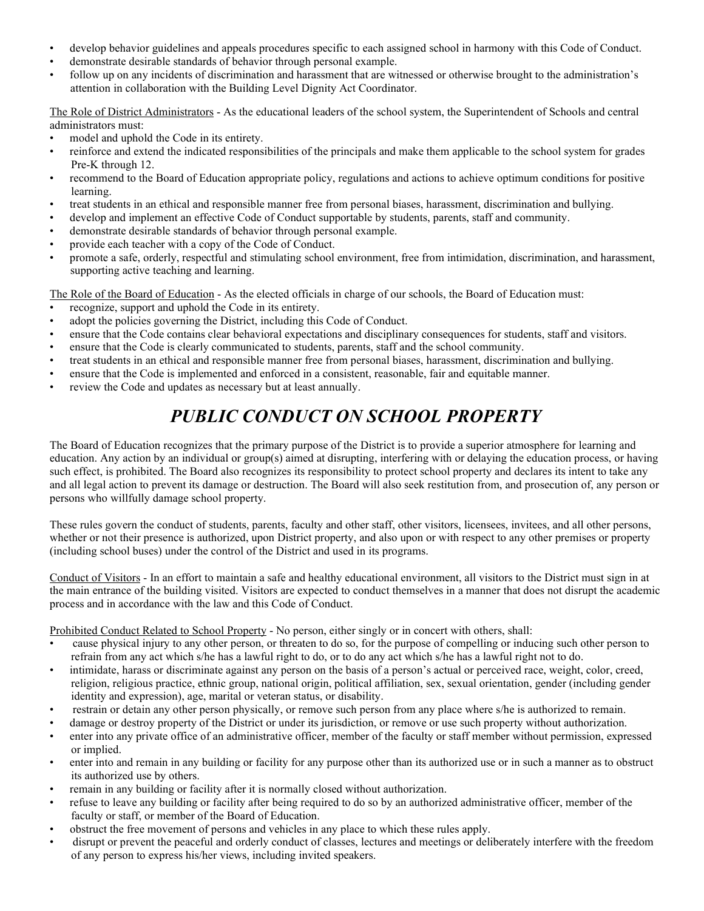- develop behavior guidelines and appeals procedures specific to each assigned school in harmony with this Code of Conduct.
- demonstrate desirable standards of behavior through personal example.
- follow up on any incidents of discrimination and harassment that are witnessed or otherwise brought to the administration's attention in collaboration with the Building Level Dignity Act Coordinator.

The Role of District Administrators - As the educational leaders of the school system, the Superintendent of Schools and central administrators must:

- model and uphold the Code in its entirety.
- reinforce and extend the indicated responsibilities of the principals and make them applicable to the school system for grades Pre-K through 12.
- recommend to the Board of Education appropriate policy, regulations and actions to achieve optimum conditions for positive learning.
- treat students in an ethical and responsible manner free from personal biases, harassment, discrimination and bullying.
- develop and implement an effective Code of Conduct supportable by students, parents, staff and community.
- demonstrate desirable standards of behavior through personal example.
- provide each teacher with a copy of the Code of Conduct.
- promote a safe, orderly, respectful and stimulating school environment, free from intimidation, discrimination, and harassment, supporting active teaching and learning.

The Role of the Board of Education - As the elected officials in charge of our schools, the Board of Education must:

- recognize, support and uphold the Code in its entirety.
- adopt the policies governing the District, including this Code of Conduct.
- ensure that the Code contains clear behavioral expectations and disciplinary consequences for students, staff and visitors.
- ensure that the Code is clearly communicated to students, parents, staff and the school community.
- treat students in an ethical and responsible manner free from personal biases, harassment, discrimination and bullying.
- ensure that the Code is implemented and enforced in a consistent, reasonable, fair and equitable manner.
- review the Code and updates as necessary but at least annually.

# *PUBLIC CONDUCT ON SCHOOL PROPERTY*

The Board of Education recognizes that the primary purpose of the District is to provide a superior atmosphere for learning and education. Any action by an individual or group(s) aimed at disrupting, interfering with or delaying the education process, or having such effect, is prohibited. The Board also recognizes its responsibility to protect school property and declares its intent to take any and all legal action to prevent its damage or destruction. The Board will also seek restitution from, and prosecution of, any person or persons who willfully damage school property.

These rules govern the conduct of students, parents, faculty and other staff, other visitors, licensees, invitees, and all other persons, whether or not their presence is authorized, upon District property, and also upon or with respect to any other premises or property (including school buses) under the control of the District and used in its programs.

Conduct of Visitors - In an effort to maintain a safe and healthy educational environment, all visitors to the District must sign in at the main entrance of the building visited. Visitors are expected to conduct themselves in a manner that does not disrupt the academic process and in accordance with the law and this Code of Conduct.

Prohibited Conduct Related to School Property - No person, either singly or in concert with others, shall:

- cause physical injury to any other person, or threaten to do so, for the purpose of compelling or inducing such other person to refrain from any act which s/he has a lawful right to do, or to do any act which s/he has a lawful right not to do.
- intimidate, harass or discriminate against any person on the basis of a person's actual or perceived race, weight, color, creed, religion, religious practice, ethnic group, national origin, political affiliation, sex, sexual orientation, gender (including gender identity and expression), age, marital or veteran status, or disability.
- restrain or detain any other person physically, or remove such person from any place where s/he is authorized to remain.
- damage or destroy property of the District or under its jurisdiction, or remove or use such property without authorization.
- enter into any private office of an administrative officer, member of the faculty or staff member without permission, expressed or implied.
- enter into and remain in any building or facility for any purpose other than its authorized use or in such a manner as to obstruct its authorized use by others.
- remain in any building or facility after it is normally closed without authorization.
- refuse to leave any building or facility after being required to do so by an authorized administrative officer, member of the faculty or staff, or member of the Board of Education.
- obstruct the free movement of persons and vehicles in any place to which these rules apply.
- disrupt or prevent the peaceful and orderly conduct of classes, lectures and meetings or deliberately interfere with the freedom of any person to express his/her views, including invited speakers.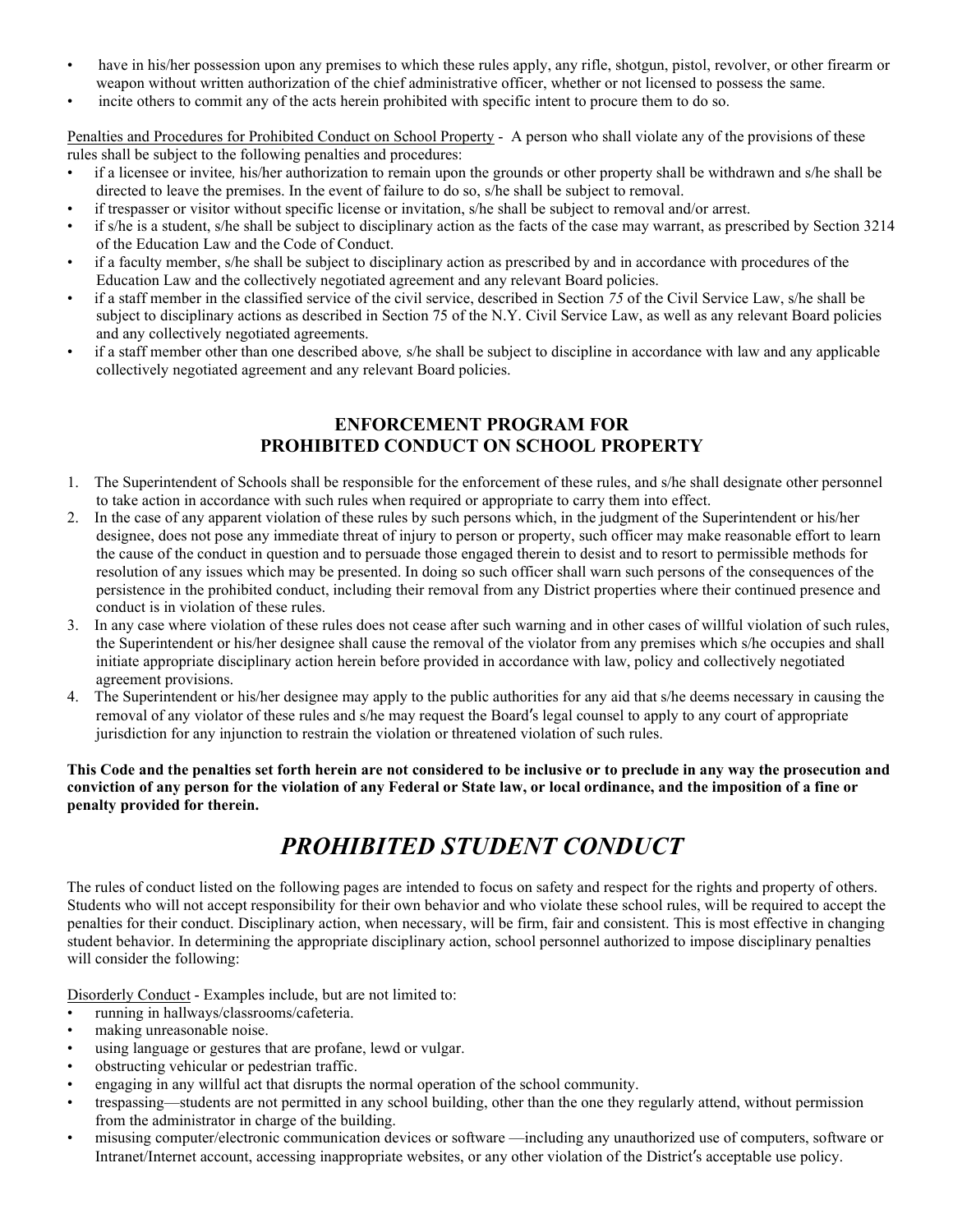- have in his/her possession upon any premises to which these rules apply, any rifle, shotgun, pistol, revolver, or other firearm or weapon without written authorization of the chief administrative officer, whether or not licensed to possess the same.
- incite others to commit any of the acts herein prohibited with specific intent to procure them to do so.

Penalties and Procedures for Prohibited Conduct on School Property - A person who shall violate any of the provisions of these rules shall be subject to the following penalties and procedures:

- if a licensee or invitee*,* his/her authorization to remain upon the grounds or other property shall be withdrawn and s/he shall be directed to leave the premises. In the event of failure to do so, s/he shall be subject to removal.
- if trespasser or visitor without specific license or invitation, s/he shall be subject to removal and/or arrest.
- if s/he is a student, s/he shall be subject to disciplinary action as the facts of the case may warrant, as prescribed by Section 3214 of the Education Law and the Code of Conduct.
- if a faculty member, s/he shall be subject to disciplinary action as prescribed by and in accordance with procedures of the Education Law and the collectively negotiated agreement and any relevant Board policies.
- if a staff member in the classified service of the civil service, described in Section *75* of the Civil Service Law, s/he shall be subject to disciplinary actions as described in Section 75 of the N.Y. Civil Service Law, as well as any relevant Board policies and any collectively negotiated agreements.
- if a staff member other than one described above*,* s/he shall be subject to discipline in accordance with law and any applicable collectively negotiated agreement and any relevant Board policies.

## ENFORCEMENT PROGRAM FOR PROHIBITED CONDUCT ON SCHOOL PROPERTY

1. The Superintendent of Schools shall be responsible for the enforcement of these rules, and s/he shall designate other personnel to take action in accordance with such rules when required or appropriate to carry them into effect.
2. In the case of any apparent violation of these rules by such persons which, in the judgment of the Superintendent or his/her designee, does not pose any immediate threat of injury to person or property, such officer may make reasonable effort to learn the cause of the conduct in question and to persuade those engaged therein to desist and to resort to permissible methods for resolution of any issues which may be presented. In doing so such officer shall warn such persons of the consequences of the persistence in the prohibited conduct, including their removal from any District properties where their continued presence and conduct is in violation of these rules.
3. In any case where violation of these rules does not cease after such warning and in other cases of willful violation of such rules, the Superintendent or his/her designee shall cause the removal of the violator from any premises which s/he occupies and shall initiate appropriate disciplinary action herein before provided in accordance with law, policy and collectively negotiated agreement provisions.
4. The Superintendent or his/her designee may apply to the public authorities for any aid that s/he deems necessary in causing the removal of any violator of these rules and s/he may request the Board′s legal counsel to apply to any court of appropriate jurisdiction for any injunction to restrain the violation or threatened violation of such rules.

**This Code and the penalties set forth herein are not considered to be inclusive or to preclude in any way the prosecution and conviction of any person for the violation of any Federal or State law, or local ordinance, and the imposition of a fine or penalty provided for therein.**

# *PROHIBITED STUDENT CONDUCT*

The rules of conduct listed on the following pages are intended to focus on safety and respect for the rights and property of others. Students who will not accept responsibility for their own behavior and who violate these school rules, will be required to accept the penalties for their conduct. Disciplinary action, when necessary, will be firm, fair and consistent. This is most effective in changing student behavior. In determining the appropriate disciplinary action, school personnel authorized to impose disciplinary penalties will consider the following:

Disorderly Conduct - Examples include, but are not limited to:

- running in hallways/classrooms/cafeteria.
- making unreasonable noise.
- using language or gestures that are profane, lewd or vulgar.
- obstructing vehicular or pedestrian traffic.
- engaging in any willful act that disrupts the normal operation of the school community.
- trespassing—students are not permitted in any school building, other than the one they regularly attend, without permission from the administrator in charge of the building.
- misusing computer/electronic communication devices or software —including any unauthorized use of computers, software or Intranet/Internet account, accessing inappropriate websites, or any other violation of the District′s acceptable use policy.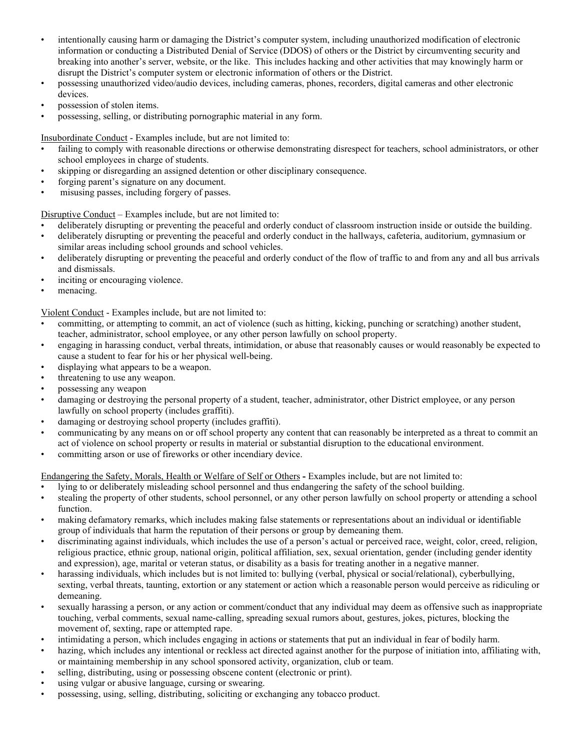- intentionally causing harm or damaging the District's computer system, including unauthorized modification of electronic information or conducting a Distributed Denial of Service (DDOS) of others or the District by circumventing security and breaking into another's server, website, or the like. This includes hacking and other activities that may knowingly harm or disrupt the District's computer system or electronic information of others or the District.
- possessing unauthorized video/audio devices, including cameras, phones, recorders, digital cameras and other electronic devices.
- possession of stolen items.
- possessing, selling, or distributing pornographic material in any form.

Insubordinate Conduct - Examples include, but are not limited to:

- failing to comply with reasonable directions or otherwise demonstrating disrespect for teachers, school administrators, or other school employees in charge of students.
- skipping or disregarding an assigned detention or other disciplinary consequence.
- forging parent's signature on any document.
- misusing passes, including forgery of passes.

Disruptive Conduct – Examples include, but are not limited to:

- deliberately disrupting or preventing the peaceful and orderly conduct of classroom instruction inside or outside the building.
- deliberately disrupting or preventing the peaceful and orderly conduct in the hallways, cafeteria, auditorium, gymnasium or similar areas including school grounds and school vehicles.
- deliberately disrupting or preventing the peaceful and orderly conduct of the flow of traffic to and from any and all bus arrivals and dismissals.
- inciting or encouraging violence.
- menacing.

Violent Conduct - Examples include, but are not limited to:

- committing, or attempting to commit, an act of violence (such as hitting, kicking, punching or scratching) another student, teacher, administrator, school employee, or any other person lawfully on school property.
- engaging in harassing conduct, verbal threats, intimidation, or abuse that reasonably causes or would reasonably be expected to cause a student to fear for his or her physical well-being.
- displaying what appears to be a weapon.
- threatening to use any weapon.
- possessing any weapon
- damaging or destroying the personal property of a student, teacher, administrator, other District employee, or any person lawfully on school property (includes graffiti).
- damaging or destroying school property (includes graffiti).
- communicating by any means on or off school property any content that can reasonably be interpreted as a threat to commit an act of violence on school property or results in material or substantial disruption to the educational environment.
- committing arson or use of fireworks or other incendiary device.

Endangering the Safety, Morals, Health or Welfare of Self or Others **-** Examples include, but are not limited to:

- lying to or deliberately misleading school personnel and thus endangering the safety of the school building.
- stealing the property of other students, school personnel, or any other person lawfully on school property or attending a school function.
- making defamatory remarks, which includes making false statements or representations about an individual or identifiable group of individuals that harm the reputation of their persons or group by demeaning them.
- discriminating against individuals, which includes the use of a person's actual or perceived race, weight, color, creed, religion, religious practice, ethnic group, national origin, political affiliation, sex, sexual orientation, gender (including gender identity and expression), age, marital or veteran status, or disability as a basis for treating another in a negative manner.
- harassing individuals, which includes but is not limited to: bullying (verbal, physical or social/relational), cyberbullying, sexting, verbal threats, taunting, extortion or any statement or action which a reasonable person would perceive as ridiculing or demeaning.
- sexually harassing a person, or any action or comment/conduct that any individual may deem as offensive such as inappropriate touching, verbal comments, sexual name-calling, spreading sexual rumors about, gestures, jokes, pictures, blocking the movement of, sexting, rape or attempted rape.
- intimidating a person, which includes engaging in actions or statements that put an individual in fear of bodily harm.
- hazing, which includes any intentional or reckless act directed against another for the purpose of initiation into, affiliating with, or maintaining membership in any school sponsored activity, organization, club or team.
- selling, distributing, using or possessing obscene content (electronic or print).
- using vulgar or abusive language, cursing or swearing.
- possessing, using, selling, distributing, soliciting or exchanging any tobacco product.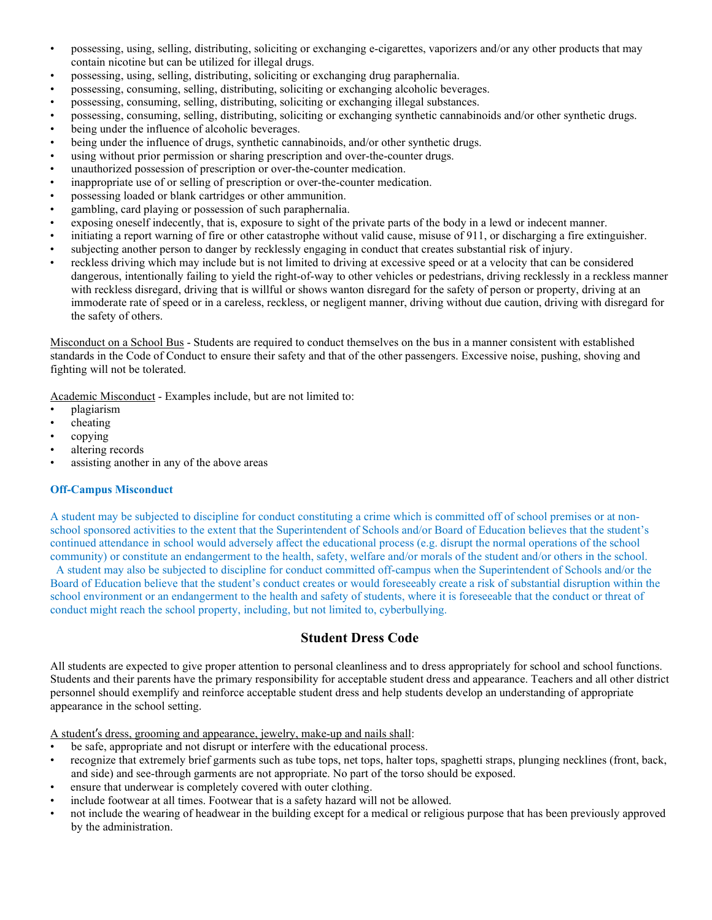- possessing, using, selling, distributing, soliciting or exchanging e-cigarettes, vaporizers and/or any other products that may contain nicotine but can be utilized for illegal drugs.
- possessing, using, selling, distributing, soliciting or exchanging drug paraphernalia.
- possessing, consuming, selling, distributing, soliciting or exchanging alcoholic beverages.
- possessing, consuming, selling, distributing, soliciting or exchanging illegal substances.
- possessing, consuming, selling, distributing, soliciting or exchanging synthetic cannabinoids and/or other synthetic drugs.
- being under the influence of alcoholic beverages.
- being under the influence of drugs, synthetic cannabinoids, and/or other synthetic drugs.
- using without prior permission or sharing prescription and over-the-counter drugs.
- unauthorized possession of prescription or over-the-counter medication.
- inappropriate use of or selling of prescription or over-the-counter medication.
- possessing loaded or blank cartridges or other ammunition.
- gambling, card playing or possession of such paraphernalia.
- exposing oneself indecently, that is, exposure to sight of the private parts of the body in a lewd or indecent manner.
- initiating a report warning of fire or other catastrophe without valid cause, misuse of 911, or discharging a fire extinguisher.
- subjecting another person to danger by recklessly engaging in conduct that creates substantial risk of injury.
- reckless driving which may include but is not limited to driving at excessive speed or at a velocity that can be considered dangerous, intentionally failing to yield the right-of-way to other vehicles or pedestrians, driving recklessly in a reckless manner with reckless disregard, driving that is willful or shows wanton disregard for the safety of person or property, driving at an immoderate rate of speed or in a careless, reckless, or negligent manner, driving without due caution, driving with disregard for the safety of others.

Misconduct on a School Bus - Students are required to conduct themselves on the bus in a manner consistent with established standards in the Code of Conduct to ensure their safety and that of the other passengers. Excessive noise, pushing, shoving and fighting will not be tolerated.

Academic Misconduct - Examples include, but are not limited to:
- plagiarism
- cheating
- copying
- altering records
- assisting another in any of the above areas

**Off-Campus Misconduct**

A student may be subjected to discipline for conduct constituting a crime which is committed off of school premises or at non-school sponsored activities to the extent that the Superintendent of Schools and/or Board of Education believes that the student's continued attendance in school would adversely affect the educational process (e.g. disrupt the normal operations of the school community) or constitute an endangerment to the health, safety, welfare and/or morals of the student and/or others in the school. A student may also be subjected to discipline for conduct committed off-campus when the Superintendent of Schools and/or the Board of Education believe that the student's conduct creates or would foreseeably create a risk of substantial disruption within the school environment or an endangerment to the health and safety of students, where it is foreseeable that the conduct or threat of conduct might reach the school property, including, but not limited to, cyberbullying.

## Student Dress Code

All students are expected to give proper attention to personal cleanliness and to dress appropriately for school and school functions. Students and their parents have the primary responsibility for acceptable student dress and appearance. Teachers and all other district personnel should exemplify and reinforce acceptable student dress and help students develop an understanding of appropriate appearance in the school setting.

A student's dress, grooming and appearance, jewelry, make-up and nails shall:
- be safe, appropriate and not disrupt or interfere with the educational process.
- recognize that extremely brief garments such as tube tops, net tops, halter tops, spaghetti straps, plunging necklines (front, back, and side) and see-through garments are not appropriate. No part of the torso should be exposed.
- ensure that underwear is completely covered with outer clothing.
- include footwear at all times. Footwear that is a safety hazard will not be allowed.
- not include the wearing of headwear in the building except for a medical or religious purpose that has been previously approved by the administration.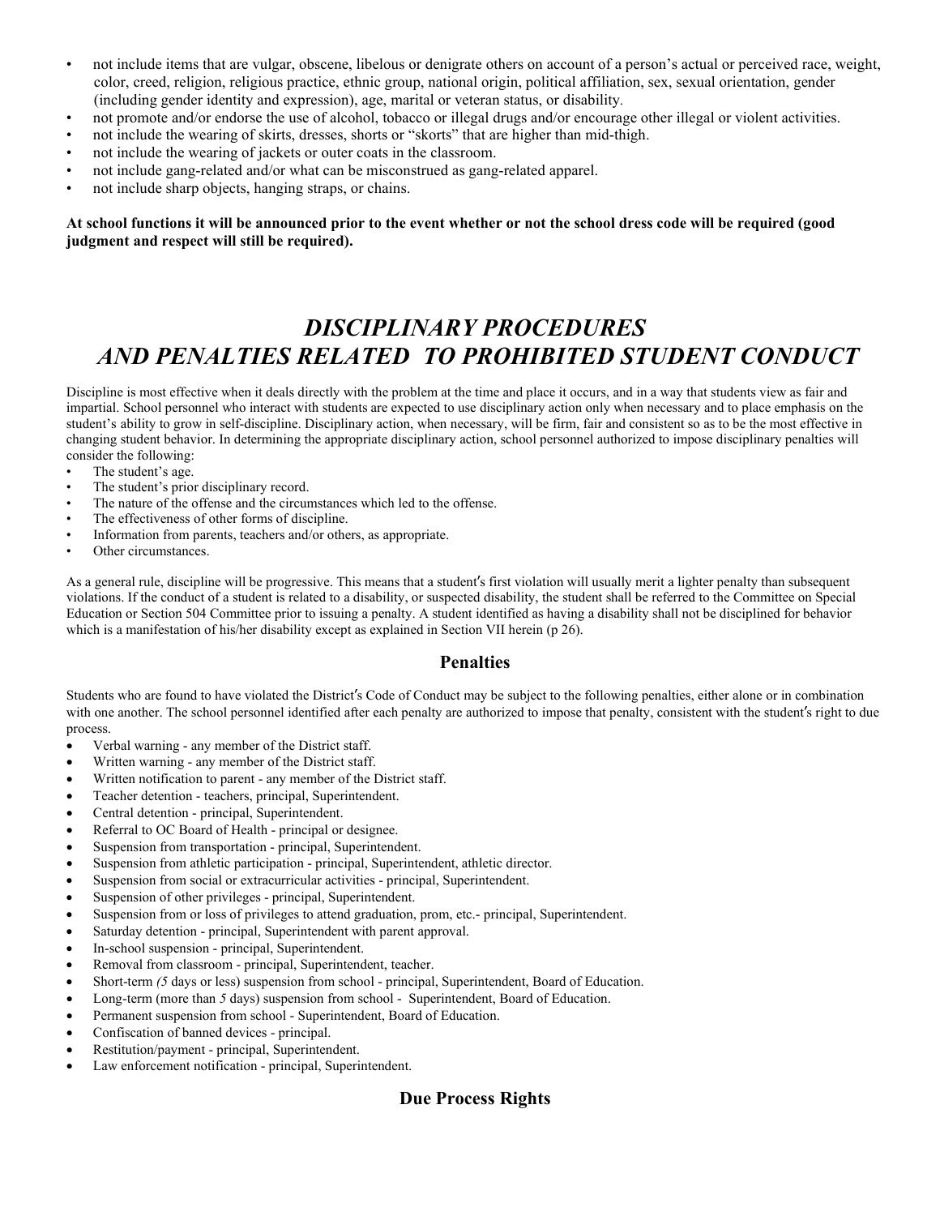- not include items that are vulgar, obscene, libelous or denigrate others on account of a person's actual or perceived race, weight, color, creed, religion, religious practice, ethnic group, national origin, political affiliation, sex, sexual orientation, gender (including gender identity and expression), age, marital or veteran status, or disability.
- not promote and/or endorse the use of alcohol, tobacco or illegal drugs and/or encourage other illegal or violent activities.
- not include the wearing of skirts, dresses, shorts or "skorts" that are higher than mid-thigh.
- not include the wearing of jackets or outer coats in the classroom.
- not include gang-related and/or what can be misconstrued as gang-related apparel.
- not include sharp objects, hanging straps, or chains.

**At school functions it will be announced prior to the event whether or not the school dress code will be required (good judgment and respect will still be required).**

# *DISCIPLINARY PROCEDURES AND PENALTIES RELATED TO PROHIBITED STUDENT CONDUCT*

Discipline is most effective when it deals directly with the problem at the time and place it occurs, and in a way that students view as fair and impartial. School personnel who interact with students are expected to use disciplinary action only when necessary and to place emphasis on the student's ability to grow in self-discipline. Disciplinary action, when necessary, will be firm, fair and consistent so as to be the most effective in changing student behavior. In determining the appropriate disciplinary action, school personnel authorized to impose disciplinary penalties will consider the following:

- The student's age.
- The student's prior disciplinary record.
- The nature of the offense and the circumstances which led to the offense.
- The effectiveness of other forms of discipline.
- Information from parents, teachers and/or others, as appropriate.
- Other circumstances.

As a general rule, discipline will be progressive. This means that a student′s first violation will usually merit a lighter penalty than subsequent violations. If the conduct of a student is related to a disability, or suspected disability, the student shall be referred to the Committee on Special Education or Section 504 Committee prior to issuing a penalty. A student identified as having a disability shall not be disciplined for behavior which is a manifestation of his/her disability except as explained in Section VII herein (p 26).

## Penalties

Students who are found to have violated the District′s Code of Conduct may be subject to the following penalties, either alone or in combination with one another. The school personnel identified after each penalty are authorized to impose that penalty, consistent with the student′s right to due process.

- Verbal warning - any member of the District staff.
- Written warning - any member of the District staff.
- Written notification to parent - any member of the District staff.
- Teacher detention - teachers, principal, Superintendent.
- Central detention - principal, Superintendent.
- Referral to OC Board of Health - principal or designee.
- Suspension from transportation - principal, Superintendent.
- Suspension from athletic participation - principal, Superintendent, athletic director.
- Suspension from social or extracurricular activities - principal, Superintendent.
- Suspension of other privileges - principal, Superintendent.
- Suspension from or loss of privileges to attend graduation, prom, etc.- principal, Superintendent.
- Saturday detention - principal, Superintendent with parent approval.
- In-school suspension - principal, Superintendent.
- Removal from classroom - principal, Superintendent, teacher.
- Short-term *(5* days or less) suspension from school - principal, Superintendent, Board of Education.
- Long-term (more than *5* days) suspension from school - Superintendent, Board of Education.
- Permanent suspension from school - Superintendent, Board of Education.
- Confiscation of banned devices - principal.
- Restitution/payment - principal, Superintendent.
- Law enforcement notification - principal, Superintendent.

## Due Process Rights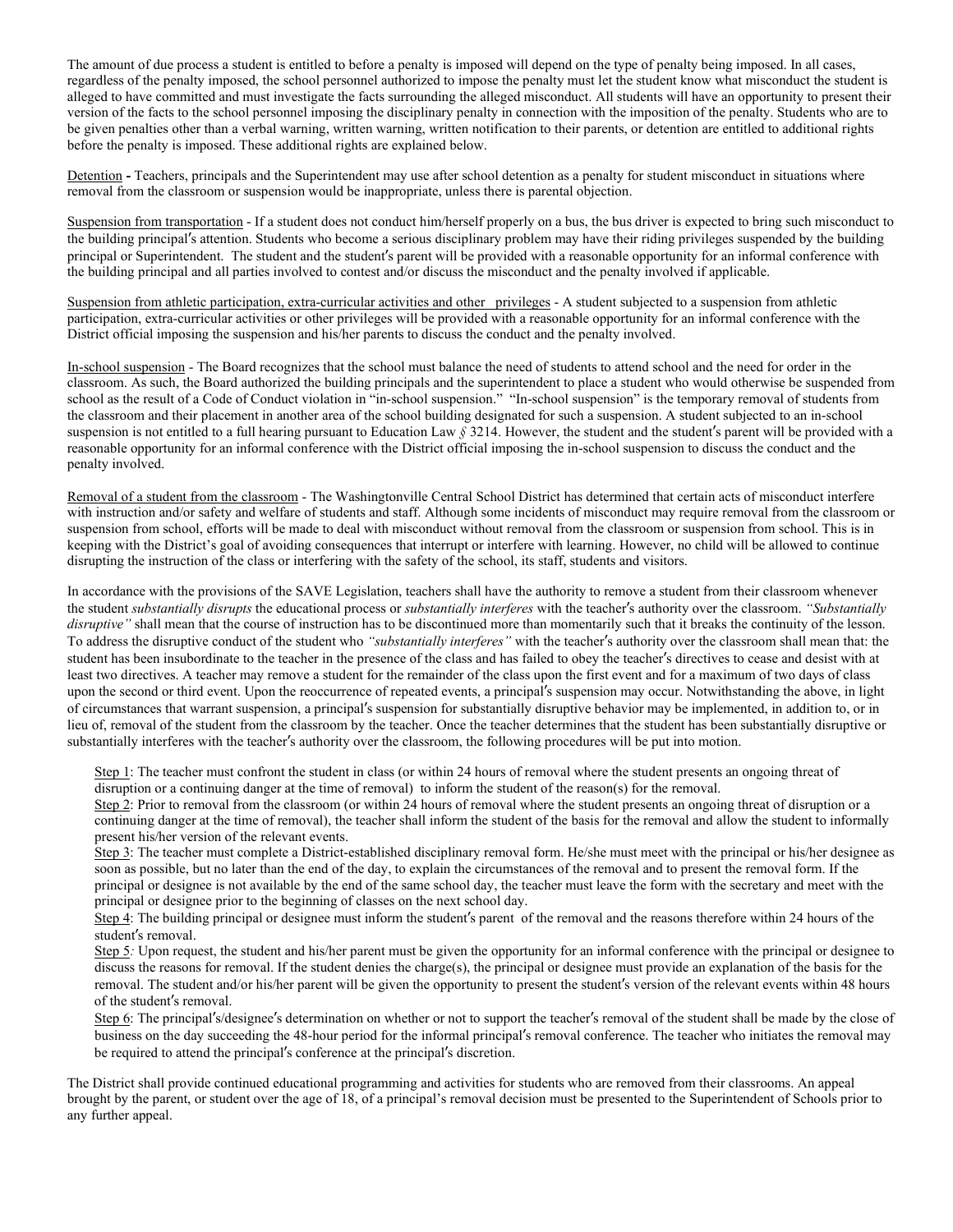The amount of due process a student is entitled to before a penalty is imposed will depend on the type of penalty being imposed. In all cases, regardless of the penalty imposed, the school personnel authorized to impose the penalty must let the student know what misconduct the student is alleged to have committed and must investigate the facts surrounding the alleged misconduct. All students will have an opportunity to present their version of the facts to the school personnel imposing the disciplinary penalty in connection with the imposition of the penalty. Students who are to be given penalties other than a verbal warning, written warning, written notification to their parents, or detention are entitled to additional rights before the penalty is imposed. These additional rights are explained below.

Detention **-** Teachers, principals and the Superintendent may use after school detention as a penalty for student misconduct in situations where removal from the classroom or suspension would be inappropriate, unless there is parental objection.

Suspension from transportation - If a student does not conduct him/herself properly on a bus, the bus driver is expected to bring such misconduct to the building principal′s attention. Students who become a serious disciplinary problem may have their riding privileges suspended by the building principal or Superintendent. The student and the student′s parent will be provided with a reasonable opportunity for an informal conference with the building principal and all parties involved to contest and/or discuss the misconduct and the penalty involved if applicable.

Suspension from athletic participation, extra-curricular activities and other privileges - A student subjected to a suspension from athletic participation, extra-curricular activities or other privileges will be provided with a reasonable opportunity for an informal conference with the District official imposing the suspension and his/her parents to discuss the conduct and the penalty involved.

In-school suspension - The Board recognizes that the school must balance the need of students to attend school and the need for order in the classroom. As such, the Board authorized the building principals and the superintendent to place a student who would otherwise be suspended from school as the result of a Code of Conduct violation in "in-school suspension." "In-school suspension" is the temporary removal of students from the classroom and their placement in another area of the school building designated for such a suspension. A student subjected to an in-school suspension is not entitled to a full hearing pursuant to Education Law *§* 3214. However, the student and the student′s parent will be provided with a reasonable opportunity for an informal conference with the District official imposing the in-school suspension to discuss the conduct and the penalty involved.

Removal of a student from the classroom - The Washingtonville Central School District has determined that certain acts of misconduct interfere with instruction and/or safety and welfare of students and staff. Although some incidents of misconduct may require removal from the classroom or suspension from school, efforts will be made to deal with misconduct without removal from the classroom or suspension from school. This is in keeping with the District's goal of avoiding consequences that interrupt or interfere with learning. However, no child will be allowed to continue disrupting the instruction of the class or interfering with the safety of the school, its staff, students and visitors.

In accordance with the provisions of the SAVE Legislation, teachers shall have the authority to remove a student from their classroom whenever the student *substantially disrupts* the educational process or *substantially interferes* with the teacher′s authority over the classroom. *"Substantially disruptive"* shall mean that the course of instruction has to be discontinued more than momentarily such that it breaks the continuity of the lesson. To address the disruptive conduct of the student who *"substantially interferes"* with the teacher′s authority over the classroom shall mean that: the student has been insubordinate to the teacher in the presence of the class and has failed to obey the teacher′s directives to cease and desist with at least two directives. A teacher may remove a student for the remainder of the class upon the first event and for a maximum of two days of class upon the second or third event. Upon the reoccurrence of repeated events, a principal′s suspension may occur. Notwithstanding the above, in light of circumstances that warrant suspension, a principal′s suspension for substantially disruptive behavior may be implemented, in addition to, or in lieu of, removal of the student from the classroom by the teacher. Once the teacher determines that the student has been substantially disruptive or substantially interferes with the teacher′s authority over the classroom, the following procedures will be put into motion.

Step 1: The teacher must confront the student in class (or within 24 hours of removal where the student presents an ongoing threat of disruption or a continuing danger at the time of removal) to inform the student of the reason(s) for the removal.

Step 2: Prior to removal from the classroom (or within 24 hours of removal where the student presents an ongoing threat of disruption or a continuing danger at the time of removal), the teacher shall inform the student of the basis for the removal and allow the student to informally present his/her version of the relevant events.

Step 3: The teacher must complete a District-established disciplinary removal form. He/she must meet with the principal or his/her designee as soon as possible, but no later than the end of the day, to explain the circumstances of the removal and to present the removal form. If the principal or designee is not available by the end of the same school day, the teacher must leave the form with the secretary and meet with the principal or designee prior to the beginning of classes on the next school day.

Step 4: The building principal or designee must inform the student′s parent of the removal and the reasons therefore within 24 hours of the student′s removal.

Step 5*:* Upon request, the student and his/her parent must be given the opportunity for an informal conference with the principal or designee to discuss the reasons for removal. If the student denies the charge(s), the principal or designee must provide an explanation of the basis for the removal. The student and/or his/her parent will be given the opportunity to present the student′s version of the relevant events within 48 hours of the student′s removal.

Step 6: The principal′s/designee′s determination on whether or not to support the teacher′s removal of the student shall be made by the close of business on the day succeeding the 48-hour period for the informal principal′s removal conference. The teacher who initiates the removal may be required to attend the principal′s conference at the principal′s discretion.

The District shall provide continued educational programming and activities for students who are removed from their classrooms. An appeal brought by the parent, or student over the age of 18, of a principal's removal decision must be presented to the Superintendent of Schools prior to any further appeal.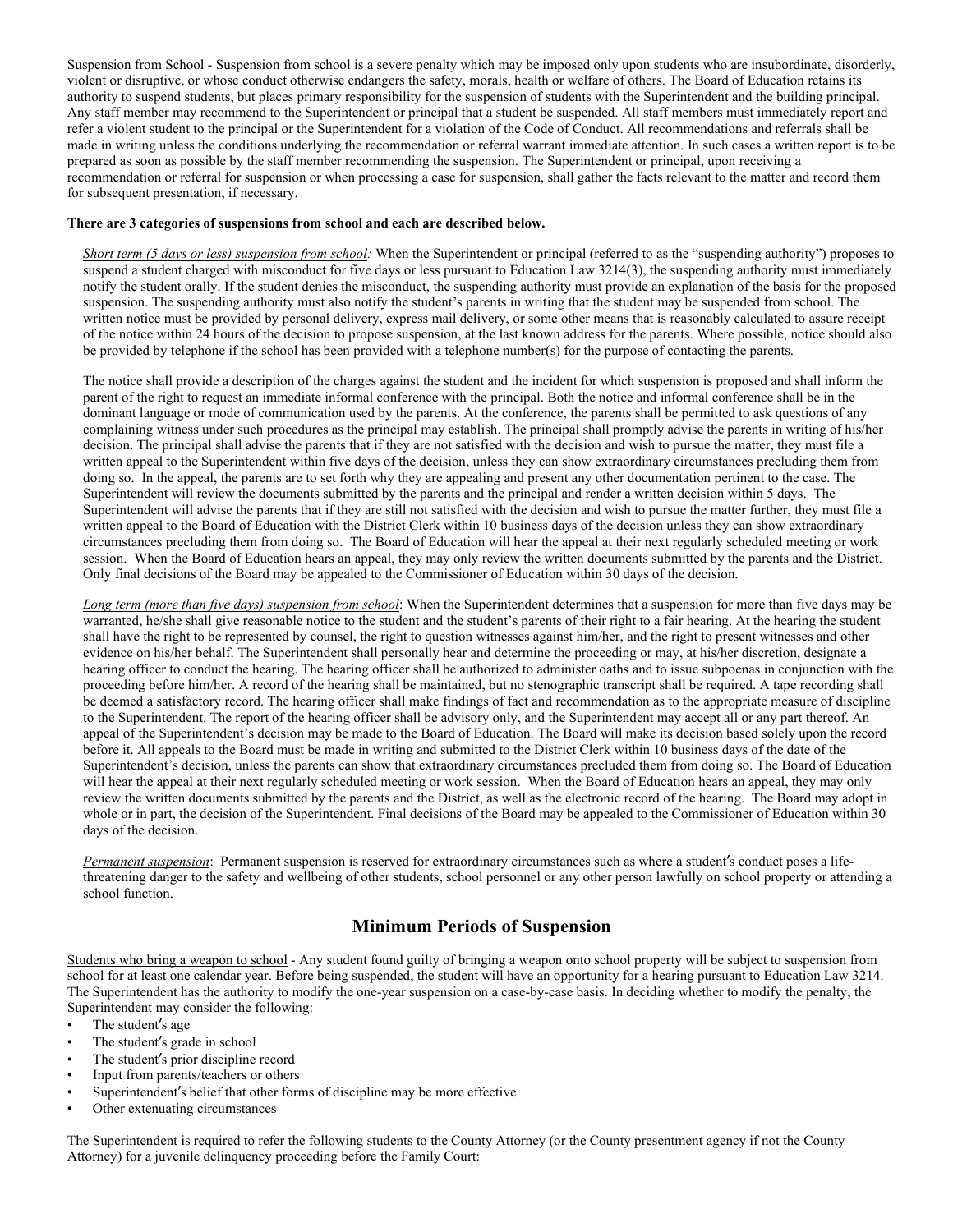Suspension from School - Suspension from school is a severe penalty which may be imposed only upon students who are insubordinate, disorderly, violent or disruptive, or whose conduct otherwise endangers the safety, morals, health or welfare of others. The Board of Education retains its authority to suspend students, but places primary responsibility for the suspension of students with the Superintendent and the building principal. Any staff member may recommend to the Superintendent or principal that a student be suspended. All staff members must immediately report and refer a violent student to the principal or the Superintendent for a violation of the Code of Conduct. All recommendations and referrals shall be made in writing unless the conditions underlying the recommendation or referral warrant immediate attention. In such cases a written report is to be prepared as soon as possible by the staff member recommending the suspension. The Superintendent or principal, upon receiving a recommendation or referral for suspension or when processing a case for suspension, shall gather the facts relevant to the matter and record them for subsequent presentation, if necessary.

**There are 3 categories of suspensions from school and each are described below.**

*Short term (5 days or less) suspension from school:* When the Superintendent or principal (referred to as the "suspending authority") proposes to suspend a student charged with misconduct for five days or less pursuant to Education Law 3214(3), the suspending authority must immediately notify the student orally. If the student denies the misconduct, the suspending authority must provide an explanation of the basis for the proposed suspension. The suspending authority must also notify the student's parents in writing that the student may be suspended from school. The written notice must be provided by personal delivery, express mail delivery, or some other means that is reasonably calculated to assure receipt of the notice within 24 hours of the decision to propose suspension, at the last known address for the parents. Where possible, notice should also be provided by telephone if the school has been provided with a telephone number(s) for the purpose of contacting the parents.

The notice shall provide a description of the charges against the student and the incident for which suspension is proposed and shall inform the parent of the right to request an immediate informal conference with the principal. Both the notice and informal conference shall be in the dominant language or mode of communication used by the parents. At the conference, the parents shall be permitted to ask questions of any complaining witness under such procedures as the principal may establish. The principal shall promptly advise the parents in writing of his/her decision. The principal shall advise the parents that if they are not satisfied with the decision and wish to pursue the matter, they must file a written appeal to the Superintendent within five days of the decision, unless they can show extraordinary circumstances precluding them from doing so. In the appeal, the parents are to set forth why they are appealing and present any other documentation pertinent to the case. The Superintendent will review the documents submitted by the parents and the principal and render a written decision within 5 days. The Superintendent will advise the parents that if they are still not satisfied with the decision and wish to pursue the matter further, they must file a written appeal to the Board of Education with the District Clerk within 10 business days of the decision unless they can show extraordinary circumstances precluding them from doing so. The Board of Education will hear the appeal at their next regularly scheduled meeting or work session. When the Board of Education hears an appeal, they may only review the written documents submitted by the parents and the District. Only final decisions of the Board may be appealed to the Commissioner of Education within 30 days of the decision.

*Long term (more than five days) suspension from school*: When the Superintendent determines that a suspension for more than five days may be warranted, he/she shall give reasonable notice to the student and the student's parents of their right to a fair hearing. At the hearing the student shall have the right to be represented by counsel, the right to question witnesses against him/her, and the right to present witnesses and other evidence on his/her behalf. The Superintendent shall personally hear and determine the proceeding or may, at his/her discretion, designate a hearing officer to conduct the hearing. The hearing officer shall be authorized to administer oaths and to issue subpoenas in conjunction with the proceeding before him/her. A record of the hearing shall be maintained, but no stenographic transcript shall be required. A tape recording shall be deemed a satisfactory record. The hearing officer shall make findings of fact and recommendation as to the appropriate measure of discipline to the Superintendent. The report of the hearing officer shall be advisory only, and the Superintendent may accept all or any part thereof. An appeal of the Superintendent's decision may be made to the Board of Education. The Board will make its decision based solely upon the record before it. All appeals to the Board must be made in writing and submitted to the District Clerk within 10 business days of the date of the Superintendent's decision, unless the parents can show that extraordinary circumstances precluded them from doing so. The Board of Education will hear the appeal at their next regularly scheduled meeting or work session. When the Board of Education hears an appeal, they may only review the written documents submitted by the parents and the District, as well as the electronic record of the hearing. The Board may adopt in whole or in part, the decision of the Superintendent. Final decisions of the Board may be appealed to the Commissioner of Education within 30 days of the decision.

*Permanent suspension*: Permanent suspension is reserved for extraordinary circumstances such as where a student's conduct poses a life-threatening danger to the safety and wellbeing of other students, school personnel or any other person lawfully on school property or attending a school function.

## Minimum Periods of Suspension

Students who bring a weapon to school - Any student found guilty of bringing a weapon onto school property will be subject to suspension from school for at least one calendar year. Before being suspended, the student will have an opportunity for a hearing pursuant to Education Law 3214. The Superintendent has the authority to modify the one-year suspension on a case-by-case basis. In deciding whether to modify the penalty, the Superintendent may consider the following:

- The student's age
- The student's grade in school
- The student's prior discipline record
- Input from parents/teachers or others
- Superintendent's belief that other forms of discipline may be more effective
- Other extenuating circumstances

The Superintendent is required to refer the following students to the County Attorney (or the County presentment agency if not the County Attorney) for a juvenile delinquency proceeding before the Family Court: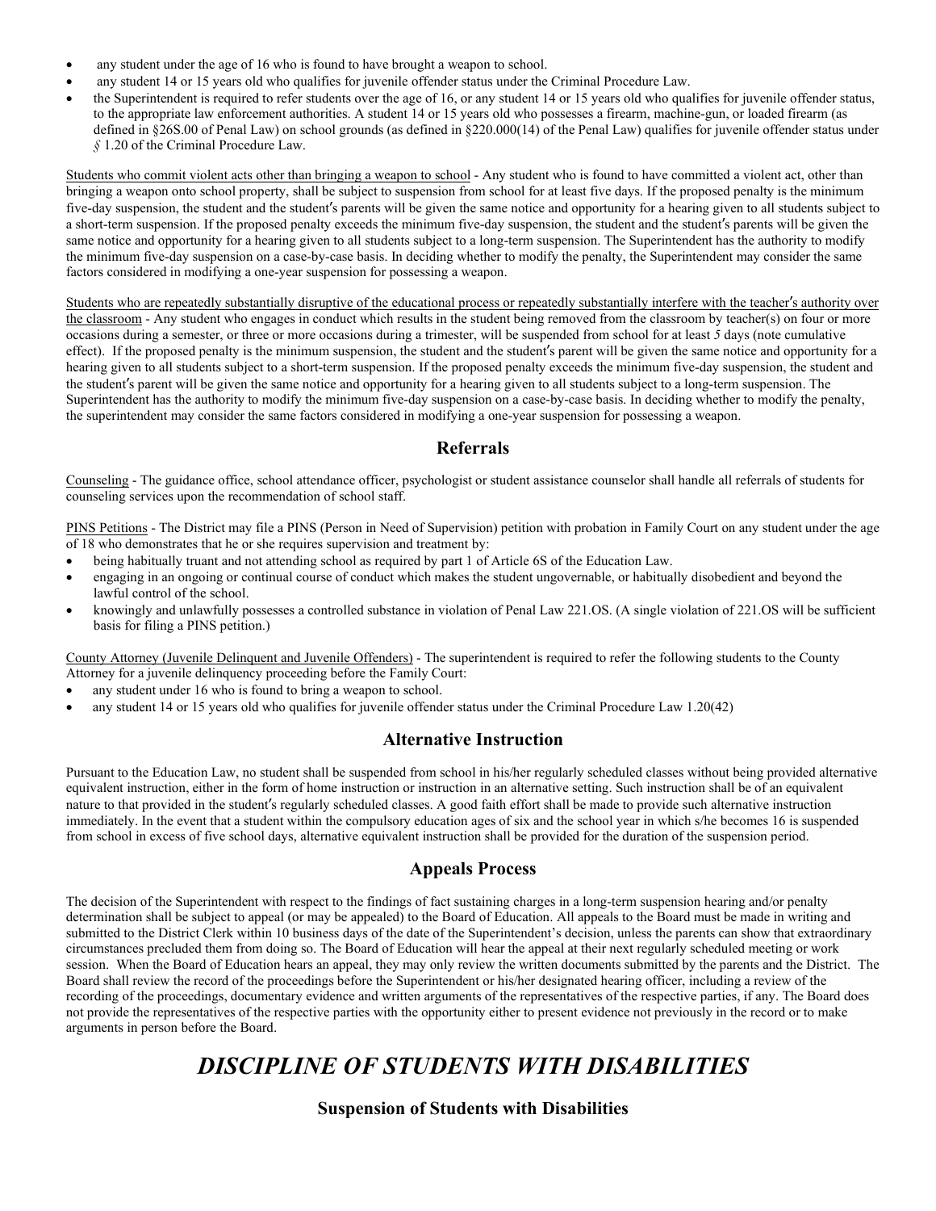- any student under the age of 16 who is found to have brought a weapon to school.
- any student 14 or 15 years old who qualifies for juvenile offender status under the Criminal Procedure Law.
- the Superintendent is required to refer students over the age of 16, or any student 14 or 15 years old who qualifies for juvenile offender status, to the appropriate law enforcement authorities. A student 14 or 15 years old who possesses a firearm, machine-gun, or loaded firearm (as defined in §26S.00 of Penal Law) on school grounds (as defined in §220.000(14) of the Penal Law) qualifies for juvenile offender status under *§* 1.20 of the Criminal Procedure Law.

Students who commit violent acts other than bringing a weapon to school - Any student who is found to have committed a violent act, other than bringing a weapon onto school property, shall be subject to suspension from school for at least five days. If the proposed penalty is the minimum five-day suspension, the student and the student's parents will be given the same notice and opportunity for a hearing given to all students subject to a short-term suspension. If the proposed penalty exceeds the minimum five-day suspension, the student and the student's parents will be given the same notice and opportunity for a hearing given to all students subject to a long-term suspension. The Superintendent has the authority to modify the minimum five-day suspension on a case-by-case basis. In deciding whether to modify the penalty, the Superintendent may consider the same factors considered in modifying a one-year suspension for possessing a weapon.

Students who are repeatedly substantially disruptive of the educational process or repeatedly substantially interfere with the teacher's authority over the classroom - Any student who engages in conduct which results in the student being removed from the classroom by teacher(s) on four or more occasions during a semester, or three or more occasions during a trimester, will be suspended from school for at least *5* days (note cumulative effect). If the proposed penalty is the minimum suspension, the student and the student's parent will be given the same notice and opportunity for a hearing given to all students subject to a short-term suspension. If the proposed penalty exceeds the minimum five-day suspension, the student and the student's parent will be given the same notice and opportunity for a hearing given to all students subject to a long-term suspension. The Superintendent has the authority to modify the minimum five-day suspension on a case-by-case basis. In deciding whether to modify the penalty, the superintendent may consider the same factors considered in modifying a one-year suspension for possessing a weapon.

## Referrals

Counseling - The guidance office, school attendance officer, psychologist or student assistance counselor shall handle all referrals of students for counseling services upon the recommendation of school staff.

PINS Petitions - The District may file a PINS (Person in Need of Supervision) petition with probation in Family Court on any student under the age of 18 who demonstrates that he or she requires supervision and treatment by:

- being habitually truant and not attending school as required by part 1 of Article 6S of the Education Law.
- engaging in an ongoing or continual course of conduct which makes the student ungovernable, or habitually disobedient and beyond the lawful control of the school.
- knowingly and unlawfully possesses a controlled substance in violation of Penal Law 221.OS. (A single violation of 221.OS will be sufficient basis for filing a PINS petition.)

County Attorney (Juvenile Delinquent and Juvenile Offenders) - The superintendent is required to refer the following students to the County Attorney for a juvenile delinquency proceeding before the Family Court:

- any student under 16 who is found to bring a weapon to school.
- any student 14 or 15 years old who qualifies for juvenile offender status under the Criminal Procedure Law 1.20(42)

## Alternative Instruction

Pursuant to the Education Law, no student shall be suspended from school in his/her regularly scheduled classes without being provided alternative equivalent instruction, either in the form of home instruction or instruction in an alternative setting. Such instruction shall be of an equivalent nature to that provided in the student's regularly scheduled classes. A good faith effort shall be made to provide such alternative instruction immediately. In the event that a student within the compulsory education ages of six and the school year in which s/he becomes 16 is suspended from school in excess of five school days, alternative equivalent instruction shall be provided for the duration of the suspension period.

## Appeals Process

The decision of the Superintendent with respect to the findings of fact sustaining charges in a long-term suspension hearing and/or penalty determination shall be subject to appeal (or may be appealed) to the Board of Education. All appeals to the Board must be made in writing and submitted to the District Clerk within 10 business days of the date of the Superintendent's decision, unless the parents can show that extraordinary circumstances precluded them from doing so. The Board of Education will hear the appeal at their next regularly scheduled meeting or work session. When the Board of Education hears an appeal, they may only review the written documents submitted by the parents and the District. The Board shall review the record of the proceedings before the Superintendent or his/her designated hearing officer, including a review of the recording of the proceedings, documentary evidence and written arguments of the representatives of the respective parties, if any. The Board does not provide the representatives of the respective parties with the opportunity either to present evidence not previously in the record or to make arguments in person before the Board.

# *DISCIPLINE OF STUDENTS WITH DISABILITIES*

### Suspension of Students with Disabilities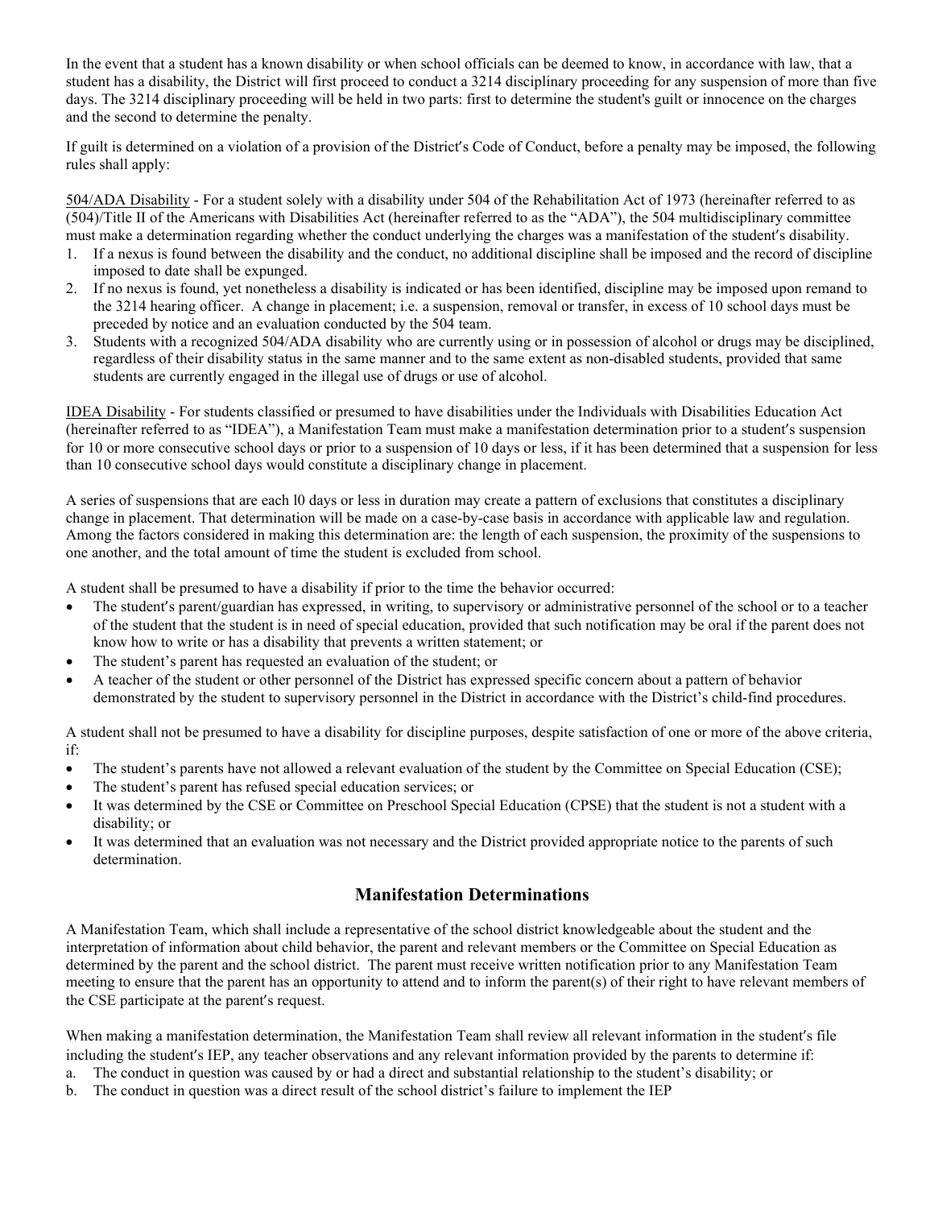In the event that a student has a known disability or when school officials can be deemed to know, in accordance with law, that a student has a disability, the District will first proceed to conduct a 3214 disciplinary proceeding for any suspension of more than five days. The 3214 disciplinary proceeding will be held in two parts: first to determine the student's guilt or innocence on the charges and the second to determine the penalty.

If guilt is determined on a violation of a provision of the District′s Code of Conduct, before a penalty may be imposed, the following rules shall apply:

504/ADA Disability - For a student solely with a disability under 504 of the Rehabilitation Act of 1973 (hereinafter referred to as (504)/Title II of the Americans with Disabilities Act (hereinafter referred to as the "ADA"), the 504 multidisciplinary committee must make a determination regarding whether the conduct underlying the charges was a manifestation of the student′s disability.

1. If a nexus is found between the disability and the conduct, no additional discipline shall be imposed and the record of discipline imposed to date shall be expunged.
2. If no nexus is found, yet nonetheless a disability is indicated or has been identified, discipline may be imposed upon remand to the 3214 hearing officer. A change in placement; i.e. a suspension, removal or transfer, in excess of 10 school days must be preceded by notice and an evaluation conducted by the 504 team.
3. Students with a recognized 504/ADA disability who are currently using or in possession of alcohol or drugs may be disciplined, regardless of their disability status in the same manner and to the same extent as non-disabled students, provided that same students are currently engaged in the illegal use of drugs or use of alcohol.

IDEA Disability - For students classified or presumed to have disabilities under the Individuals with Disabilities Education Act (hereinafter referred to as "IDEA"), a Manifestation Team must make a manifestation determination prior to a student′s suspension for 10 or more consecutive school days or prior to a suspension of 10 days or less, if it has been determined that a suspension for less than 10 consecutive school days would constitute a disciplinary change in placement.

A series of suspensions that are each l0 days or less in duration may create a pattern of exclusions that constitutes a disciplinary change in placement. That determination will be made on a case-by-case basis in accordance with applicable law and regulation. Among the factors considered in making this determination are: the length of each suspension, the proximity of the suspensions to one another, and the total amount of time the student is excluded from school.

A student shall be presumed to have a disability if prior to the time the behavior occurred:

- The student′s parent/guardian has expressed, in writing, to supervisory or administrative personnel of the school or to a teacher of the student that the student is in need of special education, provided that such notification may be oral if the parent does not know how to write or has a disability that prevents a written statement; or
- The student's parent has requested an evaluation of the student; or
- A teacher of the student or other personnel of the District has expressed specific concern about a pattern of behavior demonstrated by the student to supervisory personnel in the District in accordance with the District's child-find procedures.

A student shall not be presumed to have a disability for discipline purposes, despite satisfaction of one or more of the above criteria, if:

- The student's parents have not allowed a relevant evaluation of the student by the Committee on Special Education (CSE);
- The student's parent has refused special education services; or
- It was determined by the CSE or Committee on Preschool Special Education (CPSE) that the student is not a student with a disability; or
- It was determined that an evaluation was not necessary and the District provided appropriate notice to the parents of such determination.

## Manifestation Determinations

A Manifestation Team, which shall include a representative of the school district knowledgeable about the student and the interpretation of information about child behavior, the parent and relevant members or the Committee on Special Education as determined by the parent and the school district. The parent must receive written notification prior to any Manifestation Team meeting to ensure that the parent has an opportunity to attend and to inform the parent(s) of their right to have relevant members of the CSE participate at the parent′s request.

When making a manifestation determination, the Manifestation Team shall review all relevant information in the student′s file including the student′s IEP, any teacher observations and any relevant information provided by the parents to determine if:

a. The conduct in question was caused by or had a direct and substantial relationship to the student's disability; or
b. The conduct in question was a direct result of the school district's failure to implement the IEP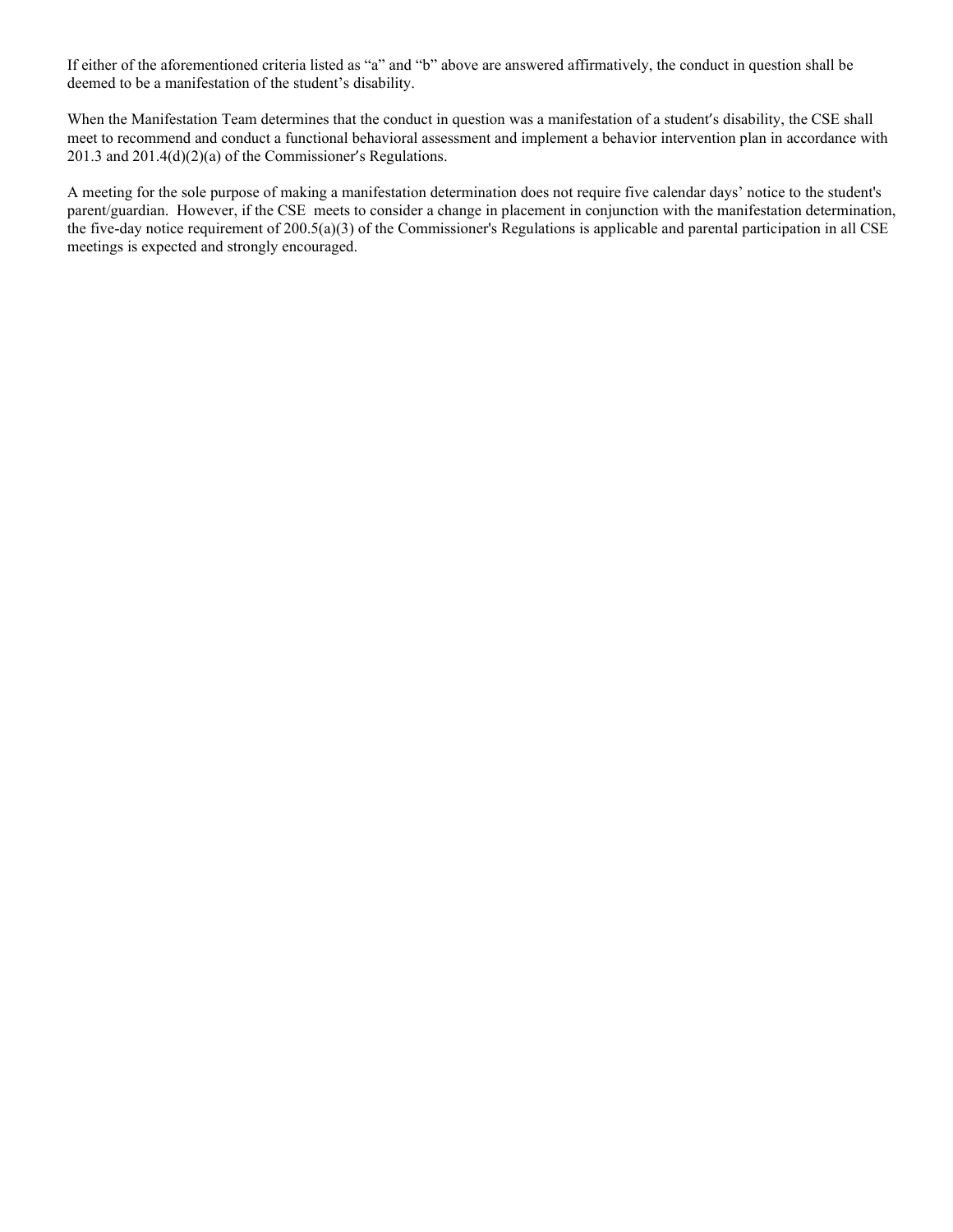If either of the aforementioned criteria listed as "a" and "b" above are answered affirmatively, the conduct in question shall be deemed to be a manifestation of the student's disability.

When the Manifestation Team determines that the conduct in question was a manifestation of a student's disability, the CSE shall meet to recommend and conduct a functional behavioral assessment and implement a behavior intervention plan in accordance with 201.3 and 201.4(d)(2)(a) of the Commissioner's Regulations.

A meeting for the sole purpose of making a manifestation determination does not require five calendar days' notice to the student's parent/guardian. However, if the CSE meets to consider a change in placement in conjunction with the manifestation determination, the five-day notice requirement of 200.5(a)(3) of the Commissioner's Regulations is applicable and parental participation in all CSE meetings is expected and strongly encouraged.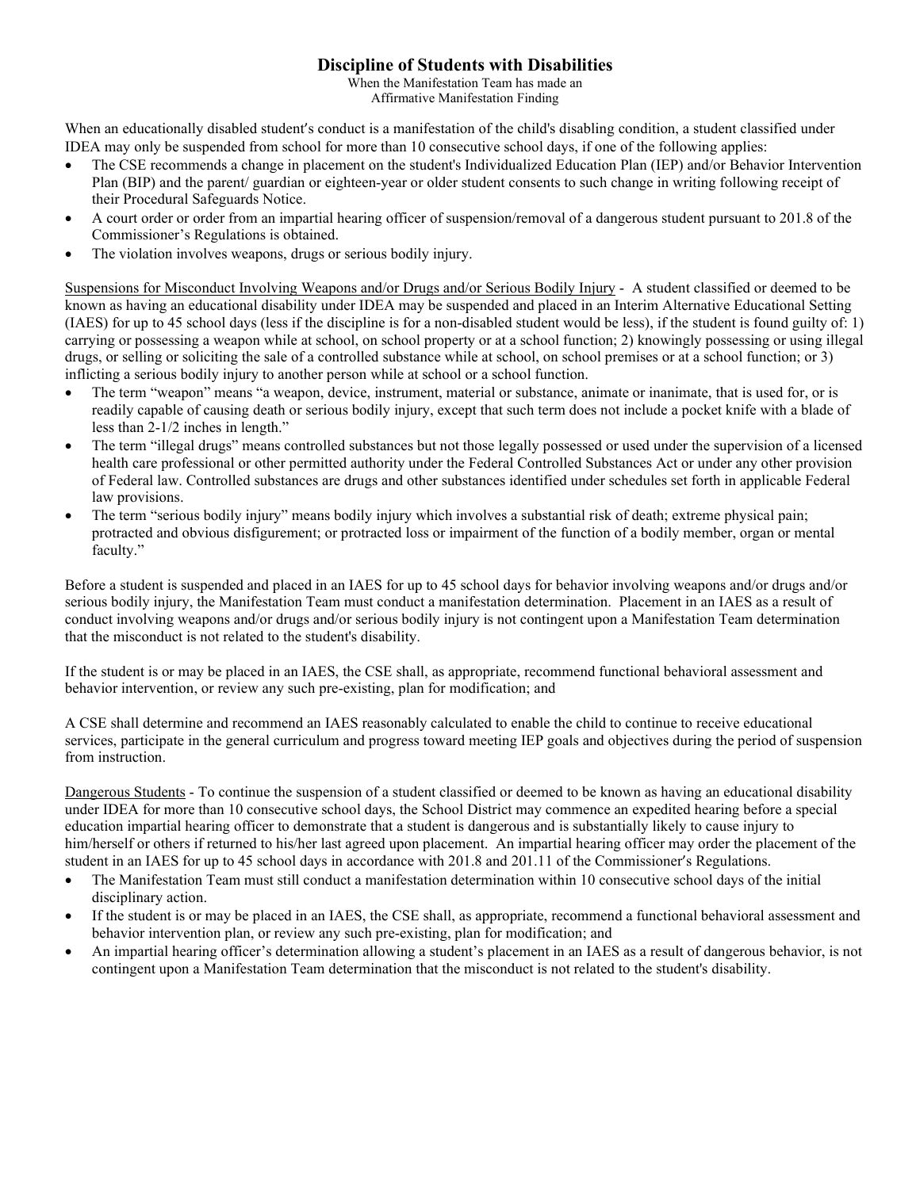# Discipline of Students with Disabilities

When the Manifestation Team has made an
Affirmative Manifestation Finding

When an educationally disabled student′s conduct is a manifestation of the child's disabling condition, a student classified under IDEA may only be suspended from school for more than 10 consecutive school days, if one of the following applies:

- The CSE recommends a change in placement on the student's Individualized Education Plan (IEP) and/or Behavior Intervention Plan (BIP) and the parent/ guardian or eighteen-year or older student consents to such change in writing following receipt of their Procedural Safeguards Notice.
- A court order or order from an impartial hearing officer of suspension/removal of a dangerous student pursuant to 201.8 of the Commissioner's Regulations is obtained.
- The violation involves weapons, drugs or serious bodily injury.

<u>Suspensions for Misconduct Involving Weapons and/or Drugs and/or Serious Bodily Injury</u> - A student classified or deemed to be known as having an educational disability under IDEA may be suspended and placed in an Interim Alternative Educational Setting (IAES) for up to 45 school days (less if the discipline is for a non-disabled student would be less), if the student is found guilty of: 1) carrying or possessing a weapon while at school, on school property or at a school function; 2) knowingly possessing or using illegal drugs, or selling or soliciting the sale of a controlled substance while at school, on school premises or at a school function; or 3) inflicting a serious bodily injury to another person while at school or a school function.

- The term "weapon" means "a weapon, device, instrument, material or substance, animate or inanimate, that is used for, or is readily capable of causing death or serious bodily injury, except that such term does not include a pocket knife with a blade of less than 2-1/2 inches in length."
- The term "illegal drugs" means controlled substances but not those legally possessed or used under the supervision of a licensed health care professional or other permitted authority under the Federal Controlled Substances Act or under any other provision of Federal law. Controlled substances are drugs and other substances identified under schedules set forth in applicable Federal law provisions.
- The term "serious bodily injury" means bodily injury which involves a substantial risk of death; extreme physical pain; protracted and obvious disfigurement; or protracted loss or impairment of the function of a bodily member, organ or mental faculty."

Before a student is suspended and placed in an IAES for up to 45 school days for behavior involving weapons and/or drugs and/or serious bodily injury, the Manifestation Team must conduct a manifestation determination. Placement in an IAES as a result of conduct involving weapons and/or drugs and/or serious bodily injury is not contingent upon a Manifestation Team determination that the misconduct is not related to the student's disability.

If the student is or may be placed in an IAES, the CSE shall, as appropriate, recommend functional behavioral assessment and behavior intervention, or review any such pre-existing, plan for modification; and

A CSE shall determine and recommend an IAES reasonably calculated to enable the child to continue to receive educational services, participate in the general curriculum and progress toward meeting IEP goals and objectives during the period of suspension from instruction.

<u>Dangerous Students</u> - To continue the suspension of a student classified or deemed to be known as having an educational disability under IDEA for more than 10 consecutive school days, the School District may commence an expedited hearing before a special education impartial hearing officer to demonstrate that a student is dangerous and is substantially likely to cause injury to him/herself or others if returned to his/her last agreed upon placement. An impartial hearing officer may order the placement of the student in an IAES for up to 45 school days in accordance with 201.8 and 201.11 of the Commissioner′s Regulations.

- The Manifestation Team must still conduct a manifestation determination within 10 consecutive school days of the initial disciplinary action.
- If the student is or may be placed in an IAES, the CSE shall, as appropriate, recommend a functional behavioral assessment and behavior intervention plan, or review any such pre-existing, plan for modification; and
- An impartial hearing officer's determination allowing a student's placement in an IAES as a result of dangerous behavior, is not contingent upon a Manifestation Team determination that the misconduct is not related to the student's disability.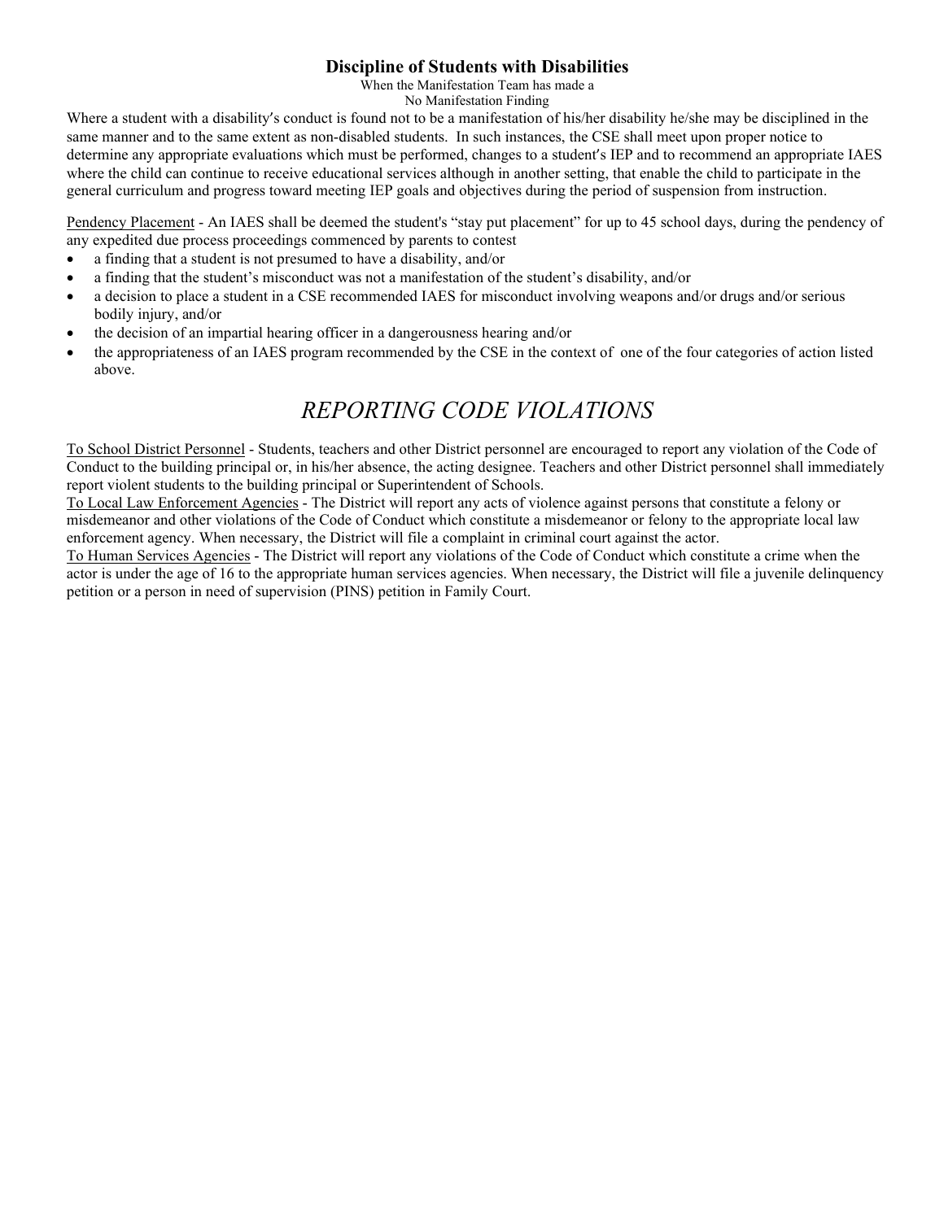### Discipline of Students with Disabilities

When the Manifestation Team has made a
No Manifestation Finding

Where a student with a disability′s conduct is found not to be a manifestation of his/her disability he/she may be disciplined in the same manner and to the same extent as non-disabled students. In such instances, the CSE shall meet upon proper notice to determine any appropriate evaluations which must be performed, changes to a student′s IEP and to recommend an appropriate IAES where the child can continue to receive educational services although in another setting, that enable the child to participate in the general curriculum and progress toward meeting IEP goals and objectives during the period of suspension from instruction.

Pendency Placement - An IAES shall be deemed the student's "stay put placement" for up to 45 school days, during the pendency of any expedited due process proceedings commenced by parents to contest

- a finding that a student is not presumed to have a disability, and/or
- a finding that the student's misconduct was not a manifestation of the student's disability, and/or
- a decision to place a student in a CSE recommended IAES for misconduct involving weapons and/or drugs and/or serious bodily injury, and/or
- the decision of an impartial hearing officer in a dangerousness hearing and/or
- the appropriateness of an IAES program recommended by the CSE in the context of one of the four categories of action listed above.

## *REPORTING CODE VIOLATIONS*

To School District Personnel - Students, teachers and other District personnel are encouraged to report any violation of the Code of Conduct to the building principal or, in his/her absence, the acting designee. Teachers and other District personnel shall immediately report violent students to the building principal or Superintendent of Schools.

To Local Law Enforcement Agencies - The District will report any acts of violence against persons that constitute a felony or misdemeanor and other violations of the Code of Conduct which constitute a misdemeanor or felony to the appropriate local law enforcement agency. When necessary, the District will file a complaint in criminal court against the actor.

To Human Services Agencies - The District will report any violations of the Code of Conduct which constitute a crime when the actor is under the age of 16 to the appropriate human services agencies. When necessary, the District will file a juvenile delinquency petition or a person in need of supervision (PINS) petition in Family Court.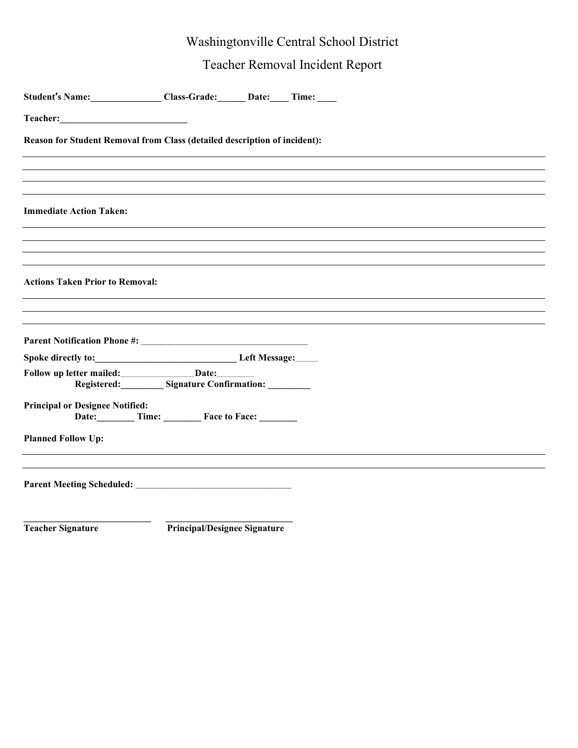# Washingtonville Central School District

## Teacher Removal Incident Report

**Student's Name:_______________ Class-Grade:______ Date:____ Time: ____**

**Teacher:___________________________**

**Reason for Student Removal from Class (detailed description of incident):**

_____________________________________________________________________________

_____________________________________________________________________________

_____________________________________________________________________________

_____________________________________________________________________________

**Immediate Action Taken:**

_____________________________________________________________________________

_____________________________________________________________________________

_____________________________________________________________________________

_____________________________________________________________________________

**Actions Taken Prior to Removal:**

_____________________________________________________________________________

_____________________________________________________________________________

_____________________________________________________________________________

**Parent Notification Phone #:** ____________________________________

**Spoke directly to:______________________________ Left Message:_____**

**Follow up letter mailed:________________ Date:________**
**Registered:_________ Signature Confirmation: _________**

**Principal or Designee Notified:**
**Date:________ Time: ________ Face to Face: ________**

**Planned Follow Up:**

_____________________________________________________________________________

_____________________________________________________________________________

**Parent Meeting Scheduled:** __________________________________

____________________________ ____________________________
**Teacher Signature** **Principal/Designee Signature**